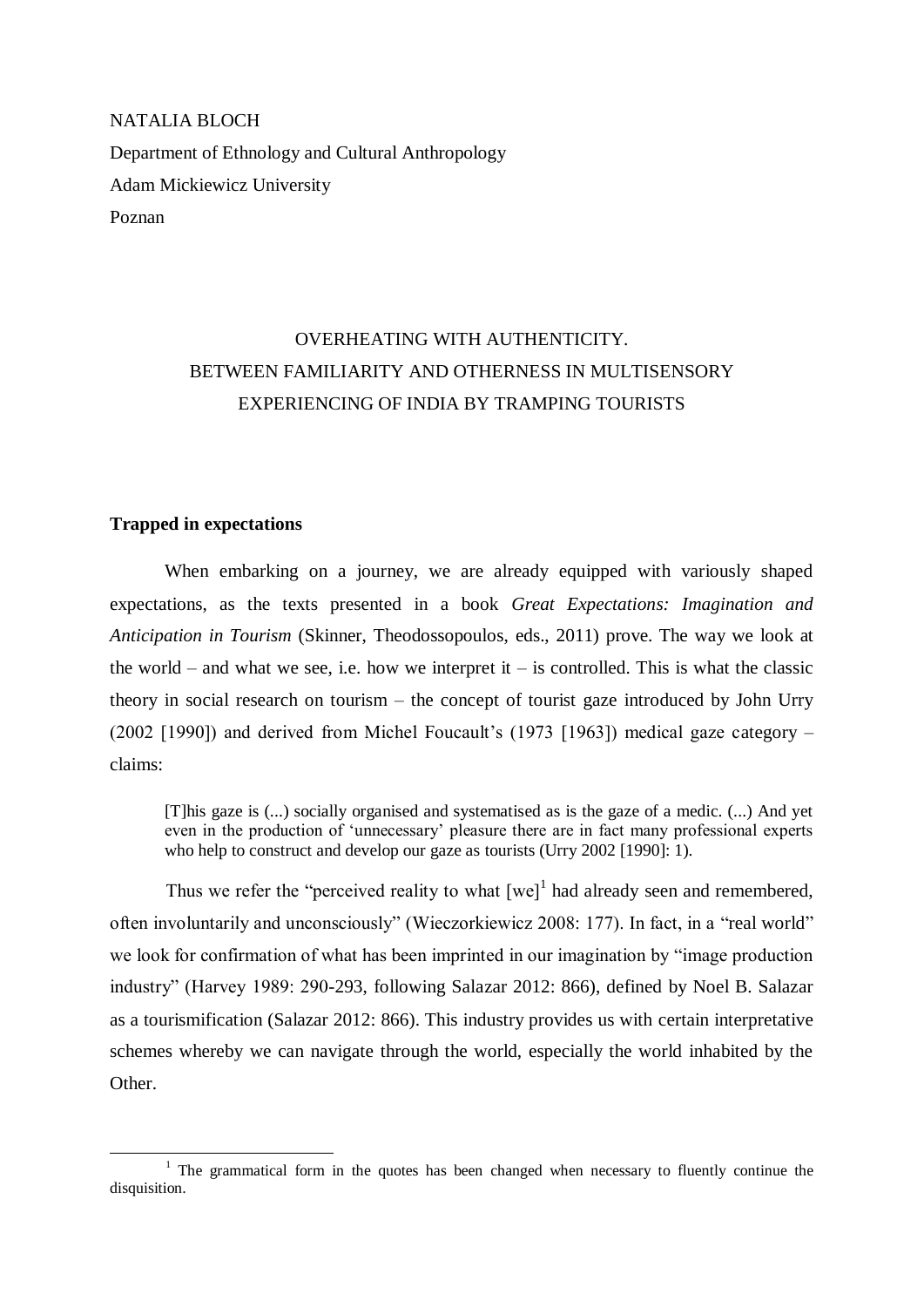NATALIA BLOCH

Department of Ethnology and Cultural Anthropology

Adam Mickiewicz University

Poznan

# OVERHEATING WITH AUTHENTICITY. BETWEEN FAMILIARITY AND OTHERNESS IN MULTISENSORY EXPERIENCING OF INDIA BY TRAMPING TOURISTS

## Trapped in expectations

When embarking on a journey, we are already equipped with variously shaped expectations, as the texts presented in a book *Great Expectations: Imagination and Anticipation in Tourism* (Skinner, Theodossopoulos, eds., 2011) prove. The way we look at the world – and what we see, i.e. how we interpret it – is controlled. This is what the classic theory in social research on tourism – the concept of tourist gaze introduced by John Urry (2002 [1990]) and derived from Michel Foucault's (1973 [1963]) medical gaze category – claims:

> [T]his gaze is (...) socially organised and systematised as is the gaze of a medic. (...) And yet even in the production of 'unnecessary' pleasure there are in fact many professional experts who help to construct and develop our gaze as tourists (Urry 2002 [1990]: 1).

Thus we refer the "perceived reality to what [we][1] had already seen and remembered, often involuntarily and unconsciously" (Wieczorkiewicz 2008: 177). In fact, in a "real world" we look for confirmation of what has been imprinted in our imagination by "image production industry" (Harvey 1989: 290-293, following Salazar 2012: 866), defined by Noel B. Salazar as a tourismification (Salazar 2012: 866). This industry provides us with certain interpretative schemes whereby we can navigate through the world, especially the world inhabited by the Other.

---

[1] The grammatical form in the quotes has been changed when necessary to fluently continue the disquisition.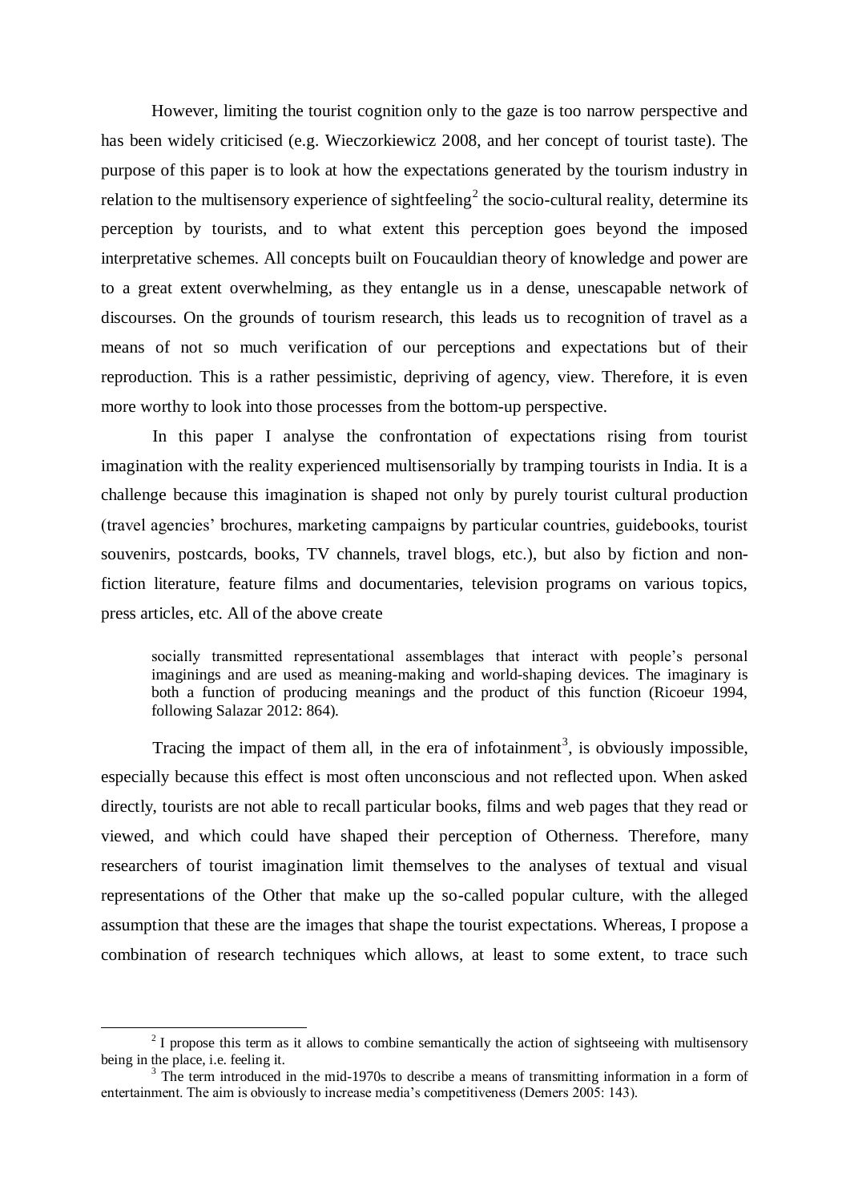However, limiting the tourist cognition only to the gaze is too narrow perspective and has been widely criticised (e.g. Wieczorkiewicz 2008, and her concept of tourist taste). The purpose of this paper is to look at how the expectations generated by the tourism industry in relation to the multisensory experience of sightfeeling[2] the socio-cultural reality, determine its perception by tourists, and to what extent this perception goes beyond the imposed interpretative schemes. All concepts built on Foucauldian theory of knowledge and power are to a great extent overwhelming, as they entangle us in a dense, unescapable network of discourses. On the grounds of tourism research, this leads us to recognition of travel as a means of not so much verification of our perceptions and expectations but of their reproduction. This is a rather pessimistic, depriving of agency, view. Therefore, it is even more worthy to look into those processes from the bottom-up perspective.

In this paper I analyse the confrontation of expectations rising from tourist imagination with the reality experienced multisensorially by tramping tourists in India. It is a challenge because this imagination is shaped not only by purely tourist cultural production (travel agencies' brochures, marketing campaigns by particular countries, guidebooks, tourist souvenirs, postcards, books, TV channels, travel blogs, etc.), but also by fiction and non-fiction literature, feature films and documentaries, television programs on various topics, press articles, etc. All of the above create

> socially transmitted representational assemblages that interact with people's personal imaginings and are used as meaning-making and world-shaping devices. The imaginary is both a function of producing meanings and the product of this function (Ricoeur 1994, following Salazar 2012: 864).

Tracing the impact of them all, in the era of infotainment[3], is obviously impossible, especially because this effect is most often unconscious and not reflected upon. When asked directly, tourists are not able to recall particular books, films and web pages that they read or viewed, and which could have shaped their perception of Otherness. Therefore, many researchers of tourist imagination limit themselves to the analyses of textual and visual representations of the Other that make up the so-called popular culture, with the alleged assumption that these are the images that shape the tourist expectations. Whereas, I propose a combination of research techniques which allows, at least to some extent, to trace such

---

[2] I propose this term as it allows to combine semantically the action of sightseeing with multisensory being in the place, i.e. feeling it.

[3] The term introduced in the mid-1970s to describe a means of transmitting information in a form of entertainment. The aim is obviously to increase media's competitiveness (Demers 2005: 143).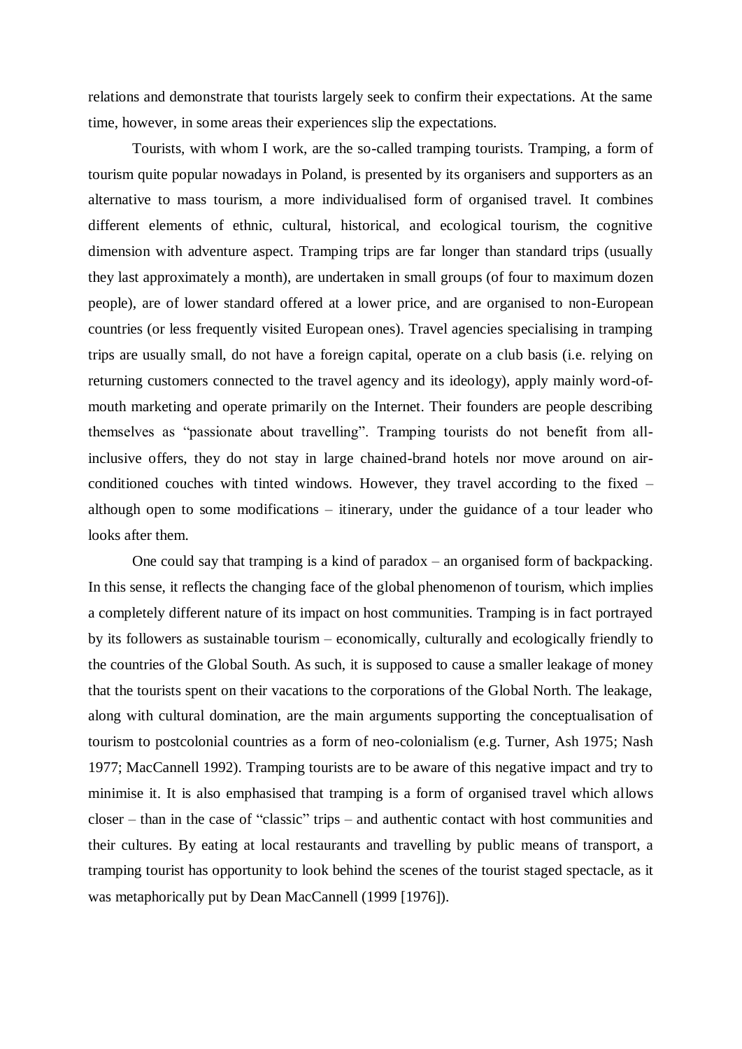relations and demonstrate that tourists largely seek to confirm their expectations. At the same time, however, in some areas their experiences slip the expectations.

Tourists, with whom I work, are the so-called tramping tourists. Tramping, a form of tourism quite popular nowadays in Poland, is presented by its organisers and supporters as an alternative to mass tourism, a more individualised form of organised travel. It combines different elements of ethnic, cultural, historical, and ecological tourism, the cognitive dimension with adventure aspect. Tramping trips are far longer than standard trips (usually they last approximately a month), are undertaken in small groups (of four to maximum dozen people), are of lower standard offered at a lower price, and are organised to non-European countries (or less frequently visited European ones). Travel agencies specialising in tramping trips are usually small, do not have a foreign capital, operate on a club basis (i.e. relying on returning customers connected to the travel agency and its ideology), apply mainly word-of-mouth marketing and operate primarily on the Internet. Their founders are people describing themselves as "passionate about travelling". Tramping tourists do not benefit from all-inclusive offers, they do not stay in large chained-brand hotels nor move around on air-conditioned couches with tinted windows. However, they travel according to the fixed – although open to some modifications – itinerary, under the guidance of a tour leader who looks after them.

One could say that tramping is a kind of paradox – an organised form of backpacking. In this sense, it reflects the changing face of the global phenomenon of tourism, which implies a completely different nature of its impact on host communities. Tramping is in fact portrayed by its followers as sustainable tourism – economically, culturally and ecologically friendly to the countries of the Global South. As such, it is supposed to cause a smaller leakage of money that the tourists spent on their vacations to the corporations of the Global North. The leakage, along with cultural domination, are the main arguments supporting the conceptualisation of tourism to postcolonial countries as a form of neo-colonialism (e.g. Turner, Ash 1975; Nash 1977; MacCannell 1992). Tramping tourists are to be aware of this negative impact and try to minimise it. It is also emphasised that tramping is a form of organised travel which allows closer – than in the case of "classic" trips – and authentic contact with host communities and their cultures. By eating at local restaurants and travelling by public means of transport, a tramping tourist has opportunity to look behind the scenes of the tourist staged spectacle, as it was metaphorically put by Dean MacCannell (1999 [1976]).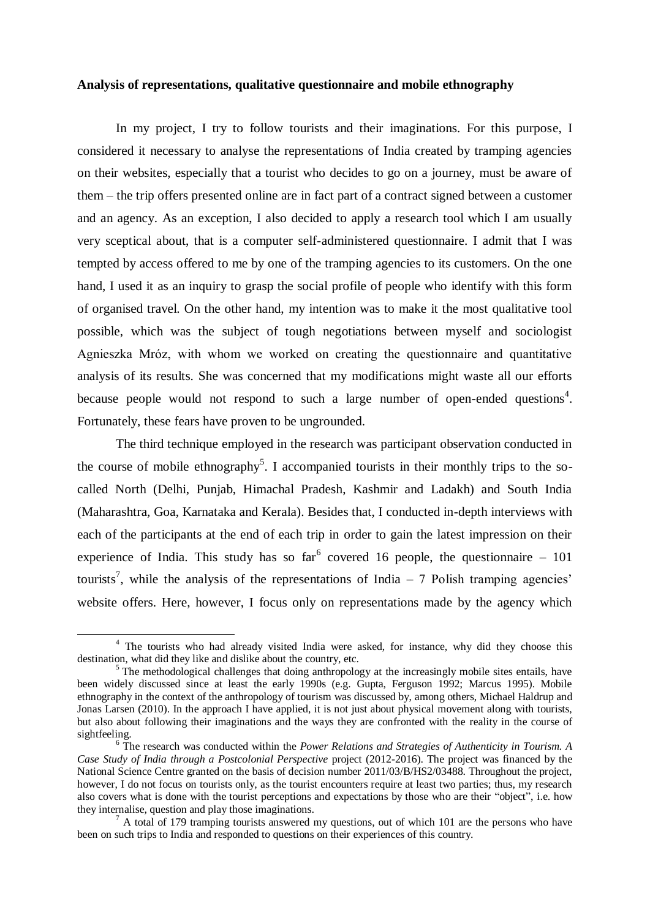**Analysis of representations, qualitative questionnaire and mobile ethnography**

In my project, I try to follow tourists and their imaginations. For this purpose, I considered it necessary to analyse the representations of India created by tramping agencies on their websites, especially that a tourist who decides to go on a journey, must be aware of them – the trip offers presented online are in fact part of a contract signed between a customer and an agency. As an exception, I also decided to apply a research tool which I am usually very sceptical about, that is a computer self-administered questionnaire. I admit that I was tempted by access offered to me by one of the tramping agencies to its customers. On the one hand, I used it as an inquiry to grasp the social profile of people who identify with this form of organised travel. On the other hand, my intention was to make it the most qualitative tool possible, which was the subject of tough negotiations between myself and sociologist Agnieszka Mróz, with whom we worked on creating the questionnaire and quantitative analysis of its results. She was concerned that my modifications might waste all our efforts because people would not respond to such a large number of open-ended questions[4]. Fortunately, these fears have proven to be ungrounded.

The third technique employed in the research was participant observation conducted in the course of mobile ethnography[5]. I accompanied tourists in their monthly trips to the so-called North (Delhi, Punjab, Himachal Pradesh, Kashmir and Ladakh) and South India (Maharashtra, Goa, Karnataka and Kerala). Besides that, I conducted in-depth interviews with each of the participants at the end of each trip in order to gain the latest impression on their experience of India. This study has so far[6] covered 16 people, the questionnaire – 101 tourists[7], while the analysis of the representations of India – 7 Polish tramping agencies' website offers. Here, however, I focus only on representations made by the agency which

[4] The tourists who had already visited India were asked, for instance, why did they choose this destination, what did they like and dislike about the country, etc.

[5] The methodological challenges that doing anthropology at the increasingly mobile sites entails, have been widely discussed since at least the early 1990s (e.g. Gupta, Ferguson 1992; Marcus 1995). Mobile ethnography in the context of the anthropology of tourism was discussed by, among others, Michael Haldrup and Jonas Larsen (2010). In the approach I have applied, it is not just about physical movement along with tourists, but also about following their imaginations and the ways they are confronted with the reality in the course of sightfeeling.

[6] The research was conducted within the *Power Relations and Strategies of Authenticity in Tourism. A Case Study of India through a Postcolonial Perspective* project (2012-2016). The project was financed by the National Science Centre granted on the basis of decision number 2011/03/B/HS2/03488. Throughout the project, however, I do not focus on tourists only, as the tourist encounters require at least two parties; thus, my research also covers what is done with the tourist perceptions and expectations by those who are their "object", i.e. how they internalise, question and play those imaginations.

[7] A total of 179 tramping tourists answered my questions, out of which 101 are the persons who have been on such trips to India and responded to questions on their experiences of this country.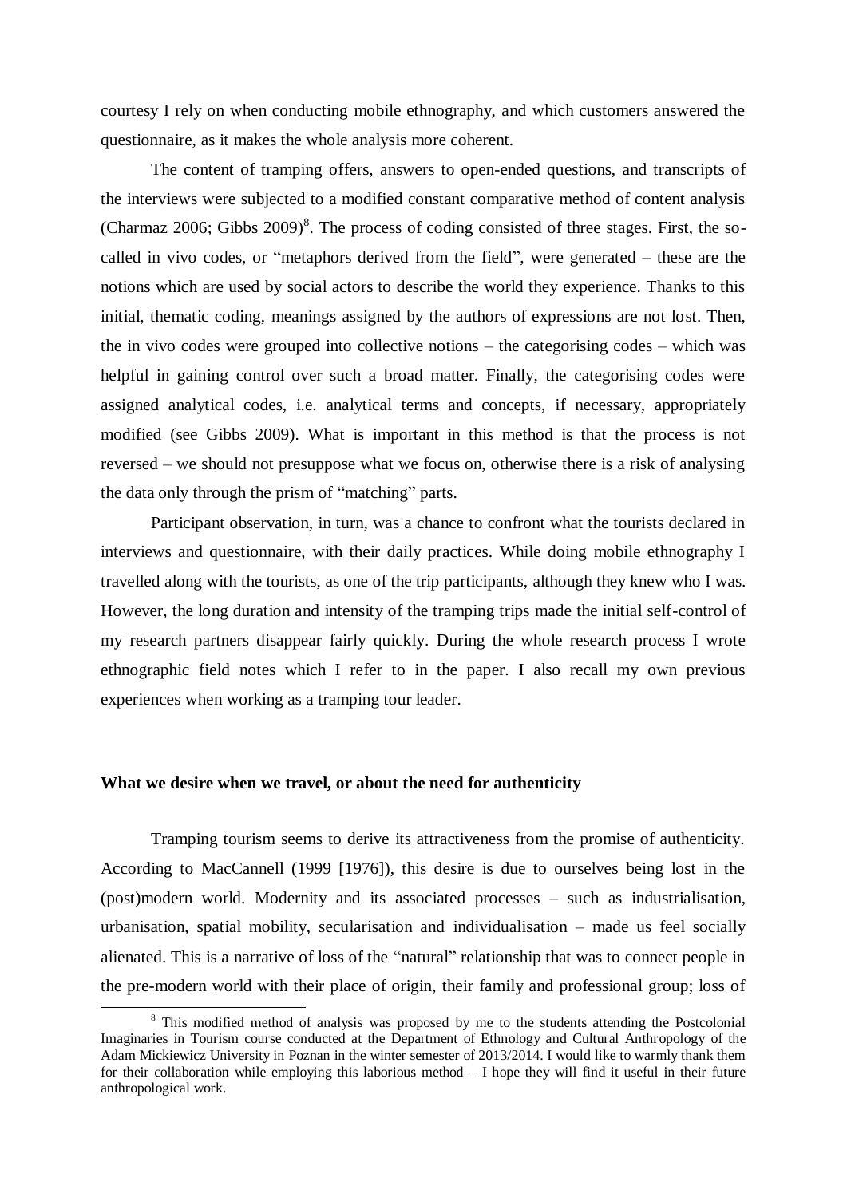courtesy I rely on when conducting mobile ethnography, and which customers answered the questionnaire, as it makes the whole analysis more coherent.

The content of tramping offers, answers to open-ended questions, and transcripts of the interviews were subjected to a modified constant comparative method of content analysis (Charmaz 2006; Gibbs 2009)[8]. The process of coding consisted of three stages. First, the so-called in vivo codes, or "metaphors derived from the field", were generated – these are the notions which are used by social actors to describe the world they experience. Thanks to this initial, thematic coding, meanings assigned by the authors of expressions are not lost. Then, the in vivo codes were grouped into collective notions – the categorising codes – which was helpful in gaining control over such a broad matter. Finally, the categorising codes were assigned analytical codes, i.e. analytical terms and concepts, if necessary, appropriately modified (see Gibbs 2009). What is important in this method is that the process is not reversed – we should not presuppose what we focus on, otherwise there is a risk of analysing the data only through the prism of "matching" parts.

Participant observation, in turn, was a chance to confront what the tourists declared in interviews and questionnaire, with their daily practices. While doing mobile ethnography I travelled along with the tourists, as one of the trip participants, although they knew who I was. However, the long duration and intensity of the tramping trips made the initial self-control of my research partners disappear fairly quickly. During the whole research process I wrote ethnographic field notes which I refer to in the paper. I also recall my own previous experiences when working as a tramping tour leader.

## What we desire when we travel, or about the need for authenticity

Tramping tourism seems to derive its attractiveness from the promise of authenticity. According to MacCannell (1999 [1976]), this desire is due to ourselves being lost in the (post)modern world. Modernity and its associated processes – such as industrialisation, urbanisation, spatial mobility, secularisation and individualisation – made us feel socially alienated. This is a narrative of loss of the "natural" relationship that was to connect people in the pre-modern world with their place of origin, their family and professional group; loss of

[8] This modified method of analysis was proposed by me to the students attending the Postcolonial Imaginaries in Tourism course conducted at the Department of Ethnology and Cultural Anthropology of the Adam Mickiewicz University in Poznan in the winter semester of 2013/2014. I would like to warmly thank them for their collaboration while employing this laborious method – I hope they will find it useful in their future anthropological work.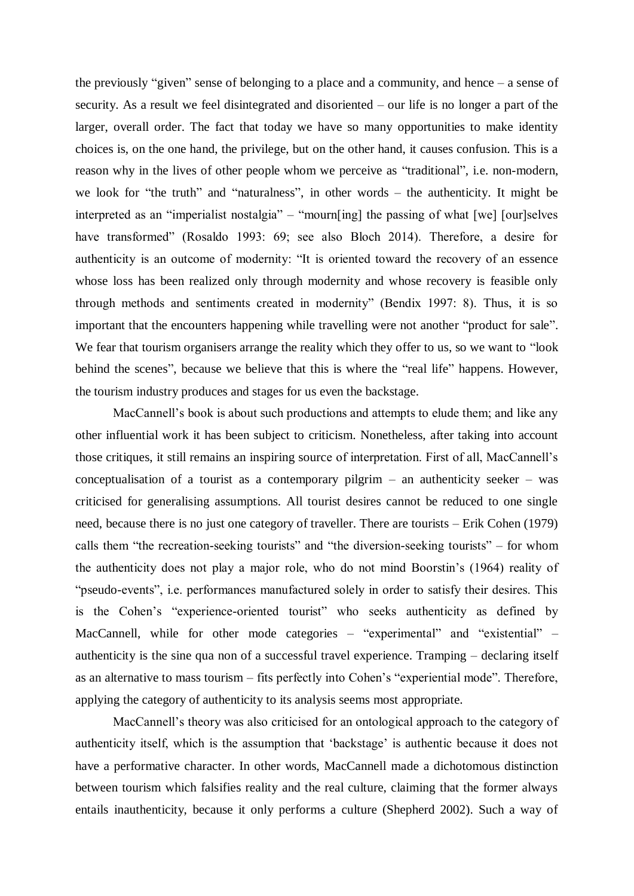the previously "given" sense of belonging to a place and a community, and hence – a sense of security. As a result we feel disintegrated and disoriented – our life is no longer a part of the larger, overall order. The fact that today we have so many opportunities to make identity choices is, on the one hand, the privilege, but on the other hand, it causes confusion. This is a reason why in the lives of other people whom we perceive as "traditional", i.e. non-modern, we look for "the truth" and "naturalness", in other words – the authenticity. It might be interpreted as an "imperialist nostalgia" – "mourn[ing] the passing of what [we] [our]selves have transformed" (Rosaldo 1993: 69; see also Bloch 2014). Therefore, a desire for authenticity is an outcome of modernity: "It is oriented toward the recovery of an essence whose loss has been realized only through modernity and whose recovery is feasible only through methods and sentiments created in modernity" (Bendix 1997: 8). Thus, it is so important that the encounters happening while travelling were not another "product for sale". We fear that tourism organisers arrange the reality which they offer to us, so we want to "look behind the scenes", because we believe that this is where the "real life" happens. However, the tourism industry produces and stages for us even the backstage.

MacCannell's book is about such productions and attempts to elude them; and like any other influential work it has been subject to criticism. Nonetheless, after taking into account those critiques, it still remains an inspiring source of interpretation. First of all, MacCannell's conceptualisation of a tourist as a contemporary pilgrim – an authenticity seeker – was criticised for generalising assumptions. All tourist desires cannot be reduced to one single need, because there is no just one category of traveller. There are tourists – Erik Cohen (1979) calls them "the recreation-seeking tourists" and "the diversion-seeking tourists" – for whom the authenticity does not play a major role, who do not mind Boorstin's (1964) reality of "pseudo-events", i.e. performances manufactured solely in order to satisfy their desires. This is the Cohen's "experience-oriented tourist" who seeks authenticity as defined by MacCannell, while for other mode categories – "experimental" and "existential" – authenticity is the sine qua non of a successful travel experience. Tramping – declaring itself as an alternative to mass tourism – fits perfectly into Cohen's "experiential mode". Therefore, applying the category of authenticity to its analysis seems most appropriate.

MacCannell's theory was also criticised for an ontological approach to the category of authenticity itself, which is the assumption that 'backstage' is authentic because it does not have a performative character. In other words, MacCannell made a dichotomous distinction between tourism which falsifies reality and the real culture, claiming that the former always entails inauthenticity, because it only performs a culture (Shepherd 2002). Such a way of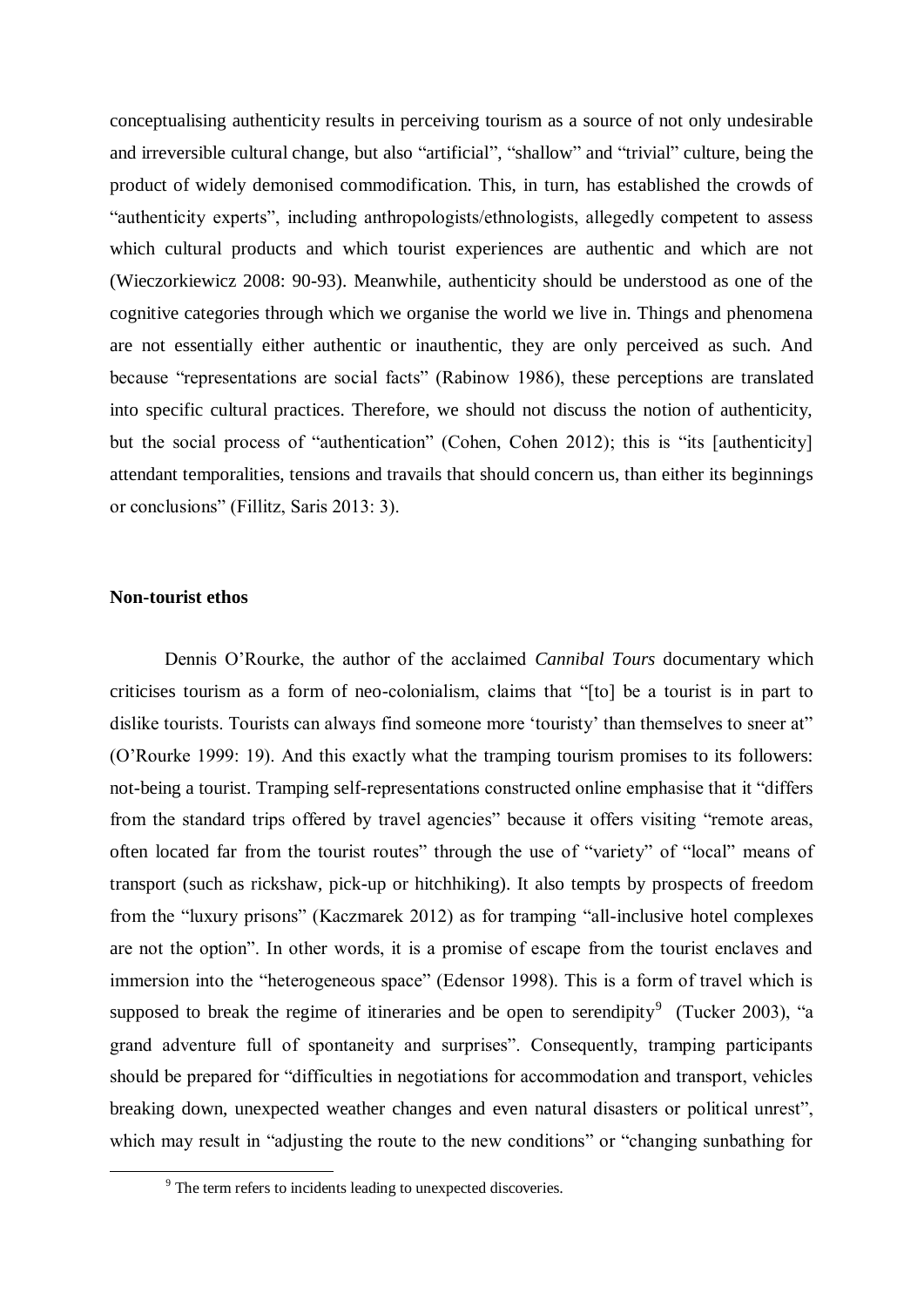conceptualising authenticity results in perceiving tourism as a source of not only undesirable and irreversible cultural change, but also "artificial", "shallow" and "trivial" culture, being the product of widely demonised commodification. This, in turn, has established the crowds of "authenticity experts", including anthropologists/ethnologists, allegedly competent to assess which cultural products and which tourist experiences are authentic and which are not (Wieczorkiewicz 2008: 90-93). Meanwhile, authenticity should be understood as one of the cognitive categories through which we organise the world we live in. Things and phenomena are not essentially either authentic or inauthentic, they are only perceived as such. And because "representations are social facts" (Rabinow 1986), these perceptions are translated into specific cultural practices. Therefore, we should not discuss the notion of authenticity, but the social process of "authentication" (Cohen, Cohen 2012); this is "its [authenticity] attendant temporalities, tensions and travails that should concern us, than either its beginnings or conclusions" (Fillitz, Saris 2013: 3).

## Non-tourist ethos

Dennis O'Rourke, the author of the acclaimed *Cannibal Tours* documentary which criticises tourism as a form of neo-colonialism, claims that "[to] be a tourist is in part to dislike tourists. Tourists can always find someone more 'touristy' than themselves to sneer at" (O'Rourke 1999: 19). And this exactly what the tramping tourism promises to its followers: not-being a tourist. Tramping self-representations constructed online emphasise that it "differs from the standard trips offered by travel agencies" because it offers visiting "remote areas, often located far from the tourist routes" through the use of "variety" of "local" means of transport (such as rickshaw, pick-up or hitchhiking). It also tempts by prospects of freedom from the "luxury prisons" (Kaczmarek 2012) as for tramping "all-inclusive hotel complexes are not the option". In other words, it is a promise of escape from the tourist enclaves and immersion into the "heterogeneous space" (Edensor 1998). This is a form of travel which is supposed to break the regime of itineraries and be open to serendipity[9] (Tucker 2003), "a grand adventure full of spontaneity and surprises". Consequently, tramping participants should be prepared for "difficulties in negotiations for accommodation and transport, vehicles breaking down, unexpected weather changes and even natural disasters or political unrest", which may result in "adjusting the route to the new conditions" or "changing sunbathing for

[9] The term refers to incidents leading to unexpected discoveries.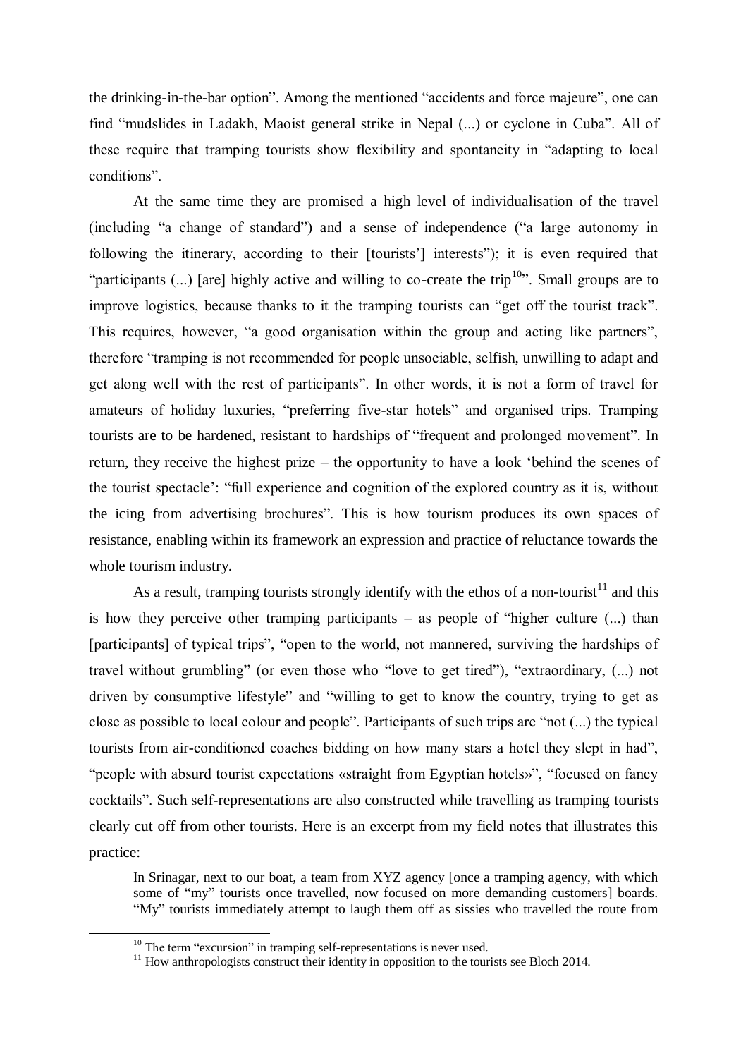the drinking-in-the-bar option". Among the mentioned "accidents and force majeure", one can find "mudslides in Ladakh, Maoist general strike in Nepal (...) or cyclone in Cuba". All of these require that tramping tourists show flexibility and spontaneity in "adapting to local conditions".

At the same time they are promised a high level of individualisation of the travel (including "a change of standard") and a sense of independence ("a large autonomy in following the itinerary, according to their [tourists'] interests"); it is even required that "participants (...) [are] highly active and willing to co-create the trip[10]". Small groups are to improve logistics, because thanks to it the tramping tourists can "get off the tourist track". This requires, however, "a good organisation within the group and acting like partners", therefore "tramping is not recommended for people unsociable, selfish, unwilling to adapt and get along well with the rest of participants". In other words, it is not a form of travel for amateurs of holiday luxuries, "preferring five-star hotels" and organised trips. Tramping tourists are to be hardened, resistant to hardships of "frequent and prolonged movement". In return, they receive the highest prize – the opportunity to have a look 'behind the scenes of the tourist spectacle': "full experience and cognition of the explored country as it is, without the icing from advertising brochures". This is how tourism produces its own spaces of resistance, enabling within its framework an expression and practice of reluctance towards the whole tourism industry.

As a result, tramping tourists strongly identify with the ethos of a non-tourist[11] and this is how they perceive other tramping participants – as people of "higher culture (...) than [participants] of typical trips", "open to the world, not mannered, surviving the hardships of travel without grumbling" (or even those who "love to get tired"), "extraordinary, (...) not driven by consumptive lifestyle" and "willing to get to know the country, trying to get as close as possible to local colour and people". Participants of such trips are "not (...) the typical tourists from air-conditioned coaches bidding on how many stars a hotel they slept in had", "people with absurd tourist expectations «straight from Egyptian hotels»", "focused on fancy cocktails". Such self-representations are also constructed while travelling as tramping tourists clearly cut off from other tourists. Here is an excerpt from my field notes that illustrates this practice:

> In Srinagar, next to our boat, a team from XYZ agency [once a tramping agency, with which some of "my" tourists once travelled, now focused on more demanding customers] boards. "My" tourists immediately attempt to laugh them off as sissies who travelled the route from

[10] The term "excursion" in tramping self-representations is never used.

[11] How anthropologists construct their identity in opposition to the tourists see Bloch 2014.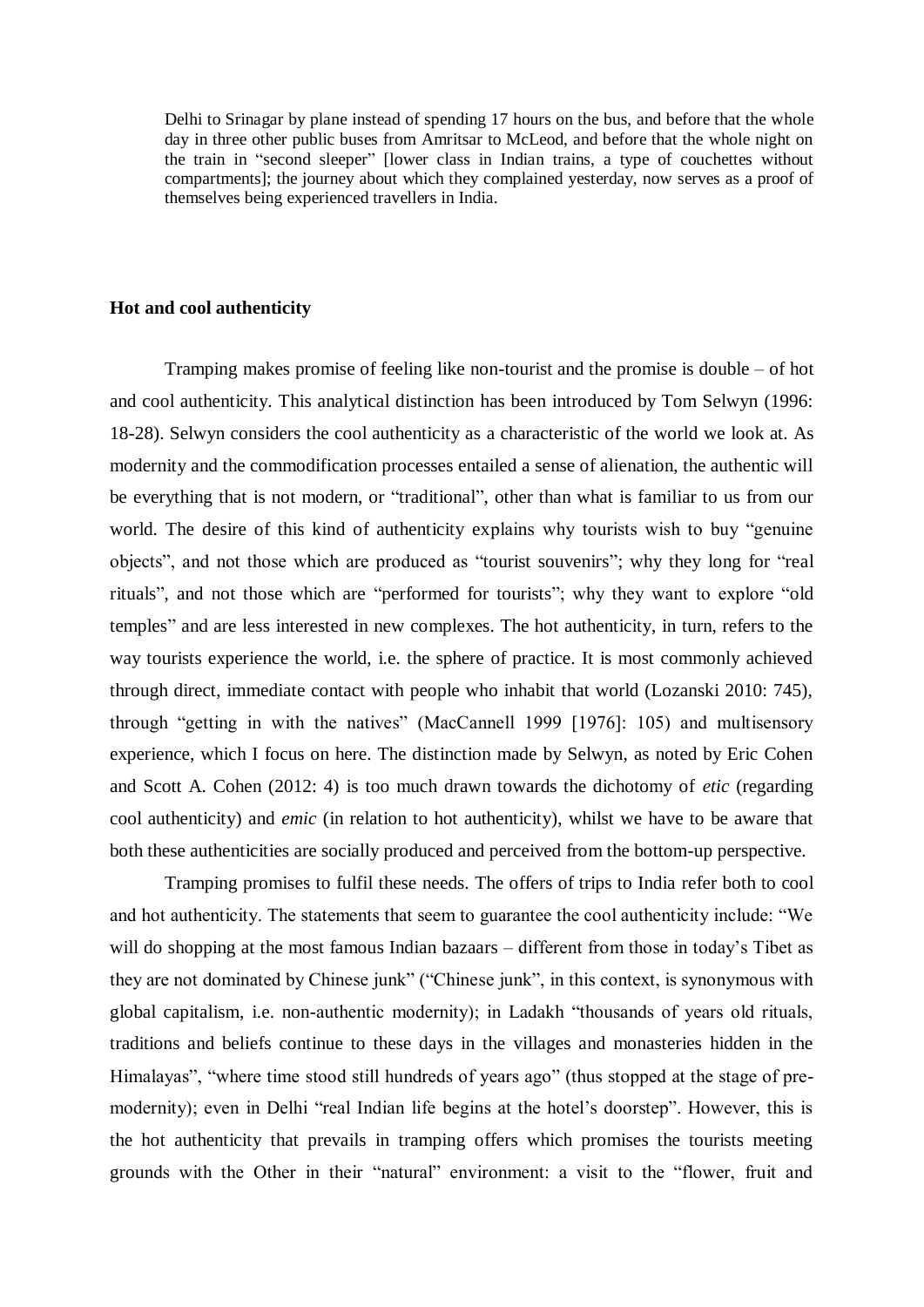> Delhi to Srinagar by plane instead of spending 17 hours on the bus, and before that the whole day in three other public buses from Amritsar to McLeod, and before that the whole night on the train in "second sleeper" [lower class in Indian trains, a type of couchettes without compartments]; the journey about which they complained yesterday, now serves as a proof of themselves being experienced travellers in India.

### Hot and cool authenticity

Tramping makes promise of feeling like non-tourist and the promise is double – of hot and cool authenticity. This analytical distinction has been introduced by Tom Selwyn (1996: 18-28). Selwyn considers the cool authenticity as a characteristic of the world we look at. As modernity and the commodification processes entailed a sense of alienation, the authentic will be everything that is not modern, or "traditional", other than what is familiar to us from our world. The desire of this kind of authenticity explains why tourists wish to buy "genuine objects", and not those which are produced as "tourist souvenirs"; why they long for "real rituals", and not those which are "performed for tourists"; why they want to explore "old temples" and are less interested in new complexes. The hot authenticity, in turn, refers to the way tourists experience the world, i.e. the sphere of practice. It is most commonly achieved through direct, immediate contact with people who inhabit that world (Lozanski 2010: 745), through "getting in with the natives" (MacCannell 1999 [1976]: 105) and multisensory experience, which I focus on here. The distinction made by Selwyn, as noted by Eric Cohen and Scott A. Cohen (2012: 4) is too much drawn towards the dichotomy of *etic* (regarding cool authenticity) and *emic* (in relation to hot authenticity), whilst we have to be aware that both these authenticities are socially produced and perceived from the bottom-up perspective.

Tramping promises to fulfil these needs. The offers of trips to India refer both to cool and hot authenticity. The statements that seem to guarantee the cool authenticity include: "We will do shopping at the most famous Indian bazaars – different from those in today's Tibet as they are not dominated by Chinese junk" ("Chinese junk", in this context, is synonymous with global capitalism, i.e. non-authentic modernity); in Ladakh "thousands of years old rituals, traditions and beliefs continue to these days in the villages and monasteries hidden in the Himalayas", "where time stood still hundreds of years ago" (thus stopped at the stage of pre-modernity); even in Delhi "real Indian life begins at the hotel's doorstep". However, this is the hot authenticity that prevails in tramping offers which promises the tourists meeting grounds with the Other in their "natural" environment: a visit to the "flower, fruit and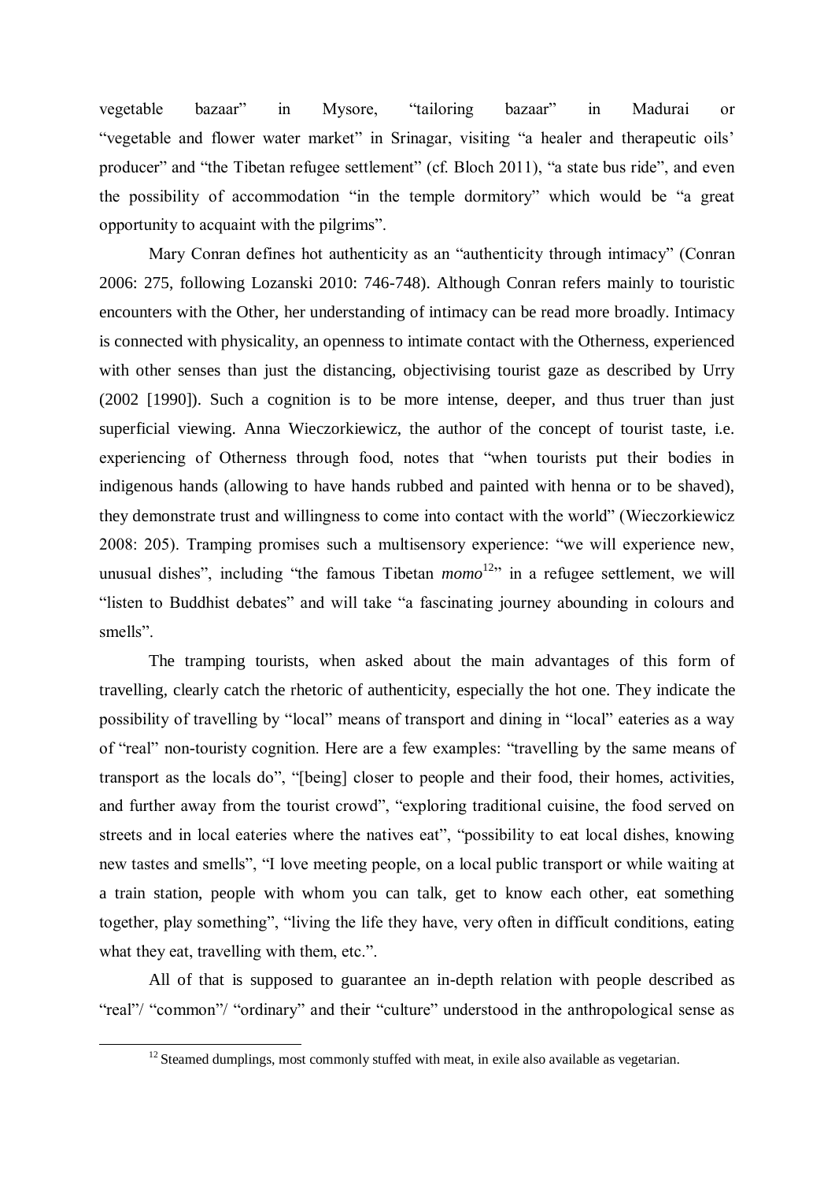vegetable bazaar" in Mysore, "tailoring bazaar" in Madurai or "vegetable and flower water market" in Srinagar, visiting "a healer and therapeutic oils' producer" and "the Tibetan refugee settlement" (cf. Bloch 2011), "a state bus ride", and even the possibility of accommodation "in the temple dormitory" which would be "a great opportunity to acquaint with the pilgrims".

Mary Conran defines hot authenticity as an "authenticity through intimacy" (Conran 2006: 275, following Lozanski 2010: 746-748). Although Conran refers mainly to touristic encounters with the Other, her understanding of intimacy can be read more broadly. Intimacy is connected with physicality, an openness to intimate contact with the Otherness, experienced with other senses than just the distancing, objectivising tourist gaze as described by Urry (2002 [1990]). Such a cognition is to be more intense, deeper, and thus truer than just superficial viewing. Anna Wieczorkiewicz, the author of the concept of tourist taste, i.e. experiencing of Otherness through food, notes that "when tourists put their bodies in indigenous hands (allowing to have hands rubbed and painted with henna or to be shaved), they demonstrate trust and willingness to come into contact with the world" (Wieczorkiewicz 2008: 205). Tramping promises such a multisensory experience: "we will experience new, unusual dishes", including "the famous Tibetan *momo*[12]" in a refugee settlement, we will "listen to Buddhist debates" and will take "a fascinating journey abounding in colours and smells".

The tramping tourists, when asked about the main advantages of this form of travelling, clearly catch the rhetoric of authenticity, especially the hot one. They indicate the possibility of travelling by "local" means of transport and dining in "local" eateries as a way of "real" non-touristy cognition. Here are a few examples: "travelling by the same means of transport as the locals do", "[being] closer to people and their food, their homes, activities, and further away from the tourist crowd", "exploring traditional cuisine, the food served on streets and in local eateries where the natives eat", "possibility to eat local dishes, knowing new tastes and smells", "I love meeting people, on a local public transport or while waiting at a train station, people with whom you can talk, get to know each other, eat something together, play something", "living the life they have, very often in difficult conditions, eating what they eat, travelling with them, etc.".

All of that is supposed to guarantee an in-depth relation with people described as "real"/ "common"/ "ordinary" and their "culture" understood in the anthropological sense as

[12] Steamed dumplings, most commonly stuffed with meat, in exile also available as vegetarian.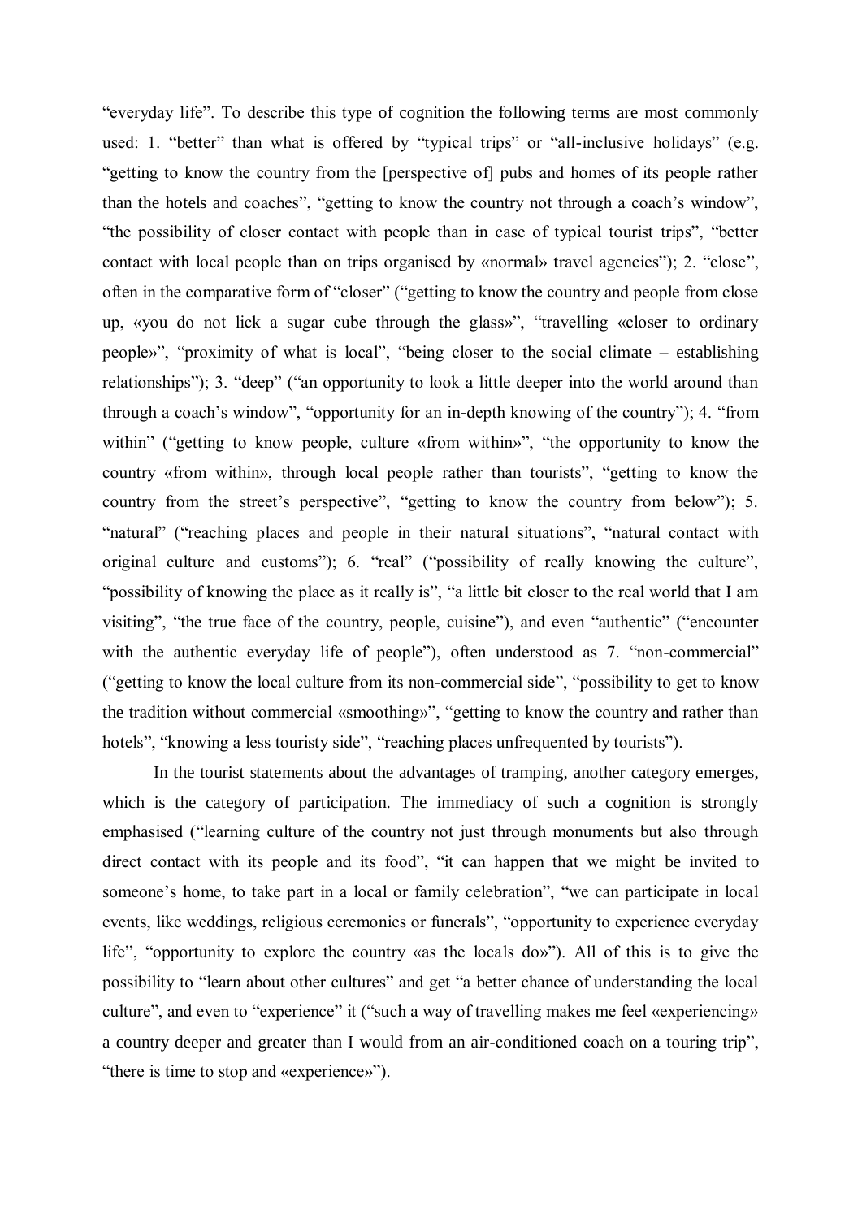"everyday life". To describe this type of cognition the following terms are most commonly used: 1. "better" than what is offered by "typical trips" or "all-inclusive holidays" (e.g. "getting to know the country from the [perspective of] pubs and homes of its people rather than the hotels and coaches", "getting to know the country not through a coach's window", "the possibility of closer contact with people than in case of typical tourist trips", "better contact with local people than on trips organised by «normal» travel agencies"); 2. "close", often in the comparative form of "closer" ("getting to know the country and people from close up, «you do not lick a sugar cube through the glass»", "travelling «closer to ordinary people»", "proximity of what is local", "being closer to the social climate – establishing relationships"); 3. "deep" ("an opportunity to look a little deeper into the world around than through a coach's window", "opportunity for an in-depth knowing of the country"); 4. "from within" ("getting to know people, culture «from within»", "the opportunity to know the country «from within», through local people rather than tourists", "getting to know the country from the street's perspective", "getting to know the country from below"); 5. "natural" ("reaching places and people in their natural situations", "natural contact with original culture and customs"); 6. "real" ("possibility of really knowing the culture", "possibility of knowing the place as it really is", "a little bit closer to the real world that I am visiting", "the true face of the country, people, cuisine"), and even "authentic" ("encounter with the authentic everyday life of people"), often understood as 7. "non-commercial" ("getting to know the local culture from its non-commercial side", "possibility to get to know the tradition without commercial «smoothing»", "getting to know the country and rather than hotels", "knowing a less touristy side", "reaching places unfrequented by tourists").

In the tourist statements about the advantages of tramping, another category emerges, which is the category of participation. The immediacy of such a cognition is strongly emphasised ("learning culture of the country not just through monuments but also through direct contact with its people and its food", "it can happen that we might be invited to someone's home, to take part in a local or family celebration", "we can participate in local events, like weddings, religious ceremonies or funerals", "opportunity to experience everyday life", "opportunity to explore the country «as the locals do»"). All of this is to give the possibility to "learn about other cultures" and get "a better chance of understanding the local culture", and even to "experience" it ("such a way of travelling makes me feel «experiencing» a country deeper and greater than I would from an air-conditioned coach on a touring trip", "there is time to stop and «experience»").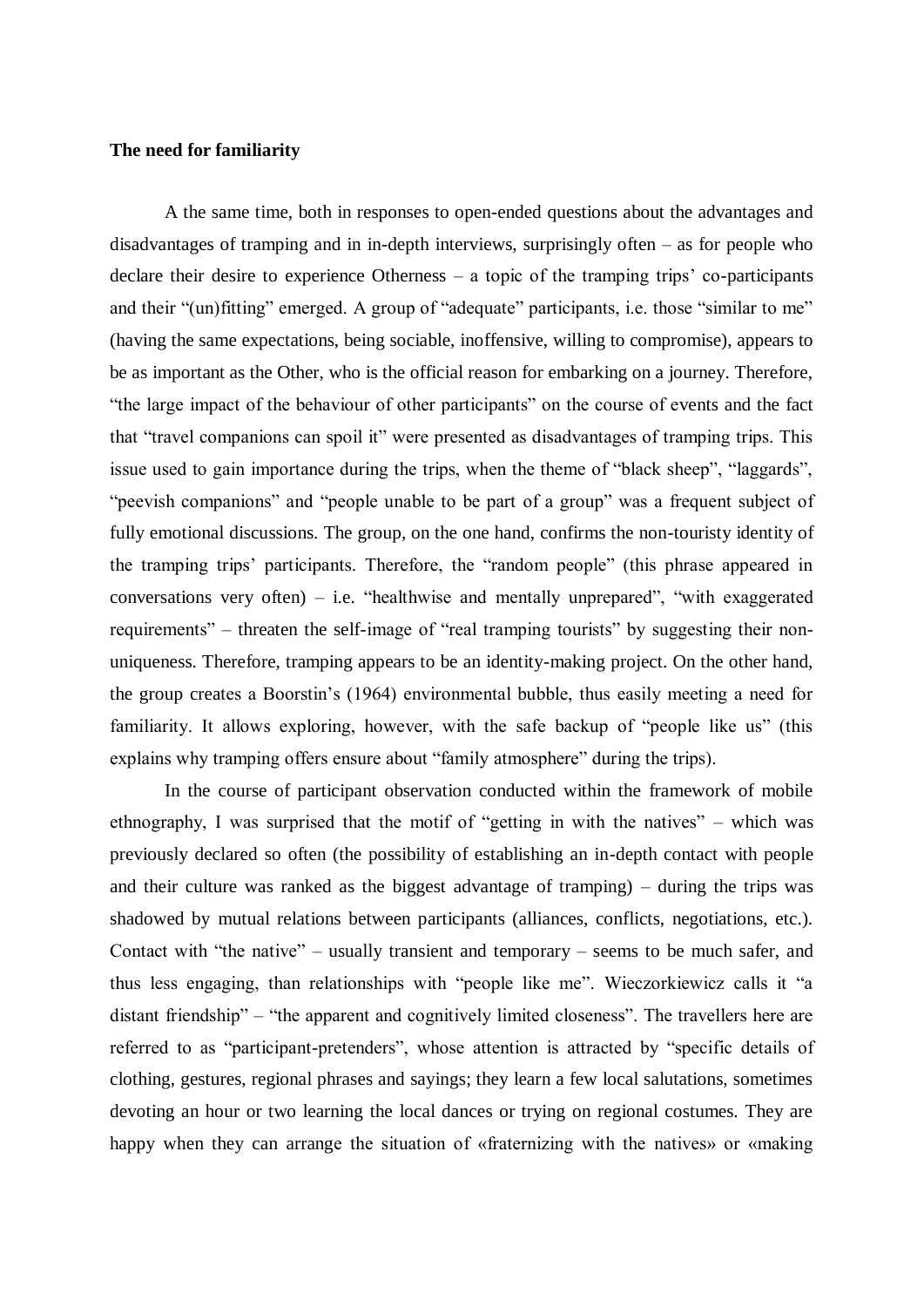**The need for familiarity**

A the same time, both in responses to open-ended questions about the advantages and disadvantages of tramping and in in-depth interviews, surprisingly often – as for people who declare their desire to experience Otherness – a topic of the tramping trips' co-participants and their "(un)fitting" emerged. A group of "adequate" participants, i.e. those "similar to me" (having the same expectations, being sociable, inoffensive, willing to compromise), appears to be as important as the Other, who is the official reason for embarking on a journey. Therefore, "the large impact of the behaviour of other participants" on the course of events and the fact that "travel companions can spoil it" were presented as disadvantages of tramping trips. This issue used to gain importance during the trips, when the theme of "black sheep", "laggards", "peevish companions" and "people unable to be part of a group" was a frequent subject of fully emotional discussions. The group, on the one hand, confirms the non-touristy identity of the tramping trips' participants. Therefore, the "random people" (this phrase appeared in conversations very often) – i.e. "healthwise and mentally unprepared", "with exaggerated requirements" – threaten the self-image of "real tramping tourists" by suggesting their non-uniqueness. Therefore, tramping appears to be an identity-making project. On the other hand, the group creates a Boorstin's (1964) environmental bubble, thus easily meeting a need for familiarity. It allows exploring, however, with the safe backup of "people like us" (this explains why tramping offers ensure about "family atmosphere" during the trips).

In the course of participant observation conducted within the framework of mobile ethnography, I was surprised that the motif of "getting in with the natives" – which was previously declared so often (the possibility of establishing an in-depth contact with people and their culture was ranked as the biggest advantage of tramping) – during the trips was shadowed by mutual relations between participants (alliances, conflicts, negotiations, etc.). Contact with "the native" – usually transient and temporary – seems to be much safer, and thus less engaging, than relationships with "people like me". Wieczorkiewicz calls it "a distant friendship" – "the apparent and cognitively limited closeness". The travellers here are referred to as "participant-pretenders", whose attention is attracted by "specific details of clothing, gestures, regional phrases and sayings; they learn a few local salutations, sometimes devoting an hour or two learning the local dances or trying on regional costumes. They are happy when they can arrange the situation of «fraternizing with the natives» or «making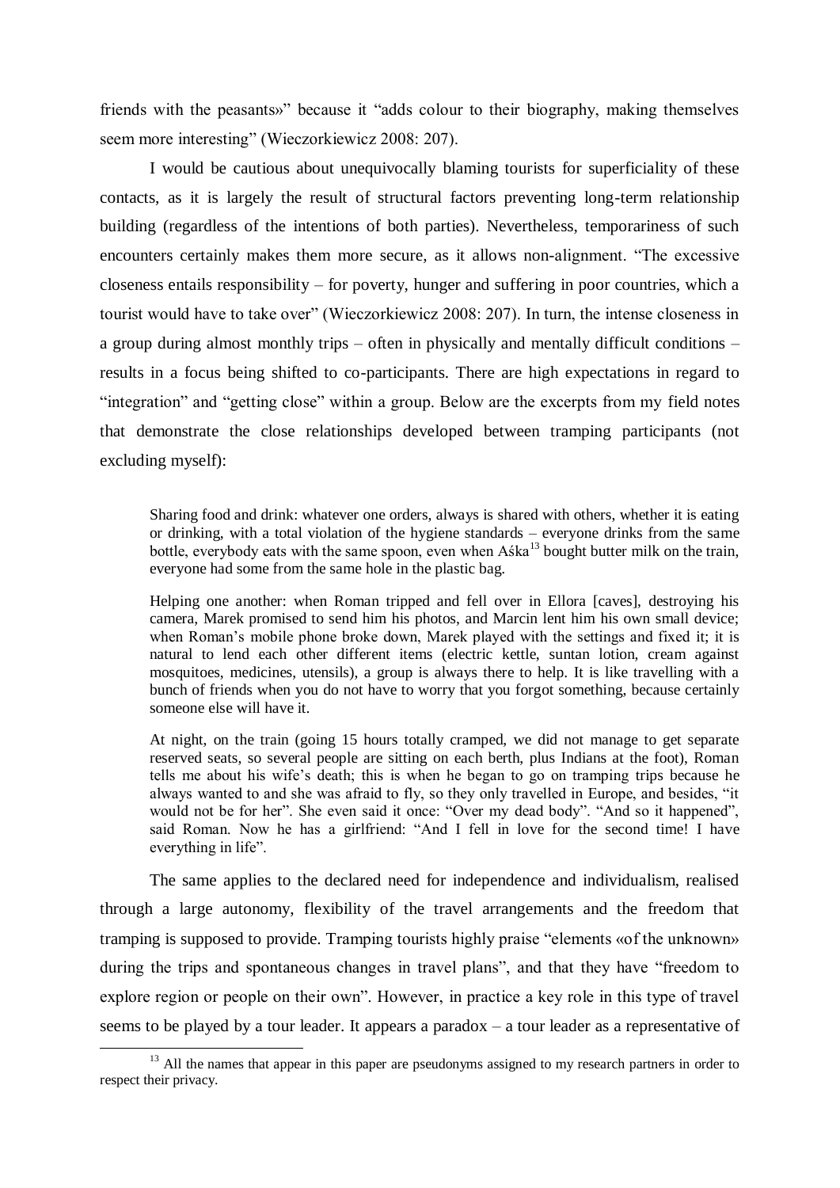friends with the peasants»" because it "adds colour to their biography, making themselves seem more interesting" (Wieczorkiewicz 2008: 207).

I would be cautious about unequivocally blaming tourists for superficiality of these contacts, as it is largely the result of structural factors preventing long-term relationship building (regardless of the intentions of both parties). Nevertheless, temporariness of such encounters certainly makes them more secure, as it allows non-alignment. "The excessive closeness entails responsibility – for poverty, hunger and suffering in poor countries, which a tourist would have to take over" (Wieczorkiewicz 2008: 207). In turn, the intense closeness in a group during almost monthly trips – often in physically and mentally difficult conditions – results in a focus being shifted to co-participants. There are high expectations in regard to "integration" and "getting close" within a group. Below are the excerpts from my field notes that demonstrate the close relationships developed between tramping participants (not excluding myself):

> Sharing food and drink: whatever one orders, always is shared with others, whether it is eating or drinking, with a total violation of the hygiene standards – everyone drinks from the same bottle, everybody eats with the same spoon, even when Aśka[13] bought butter milk on the train, everyone had some from the same hole in the plastic bag.
>
> Helping one another: when Roman tripped and fell over in Ellora [caves], destroying his camera, Marek promised to send him his photos, and Marcin lent him his own small device; when Roman's mobile phone broke down, Marek played with the settings and fixed it; it is natural to lend each other different items (electric kettle, suntan lotion, cream against mosquitoes, medicines, utensils), a group is always there to help. It is like travelling with a bunch of friends when you do not have to worry that you forgot something, because certainly someone else will have it.
>
> At night, on the train (going 15 hours totally cramped, we did not manage to get separate reserved seats, so several people are sitting on each berth, plus Indians at the foot), Roman tells me about his wife's death; this is when he began to go on tramping trips because he always wanted to and she was afraid to fly, so they only travelled in Europe, and besides, "it would not be for her". She even said it once: "Over my dead body". "And so it happened", said Roman. Now he has a girlfriend: "And I fell in love for the second time! I have everything in life".

The same applies to the declared need for independence and individualism, realised through a large autonomy, flexibility of the travel arrangements and the freedom that tramping is supposed to provide. Tramping tourists highly praise "elements «of the unknown» during the trips and spontaneous changes in travel plans", and that they have "freedom to explore region or people on their own". However, in practice a key role in this type of travel seems to be played by a tour leader. It appears a paradox – a tour leader as a representative of

[13] All the names that appear in this paper are pseudonyms assigned to my research partners in order to respect their privacy.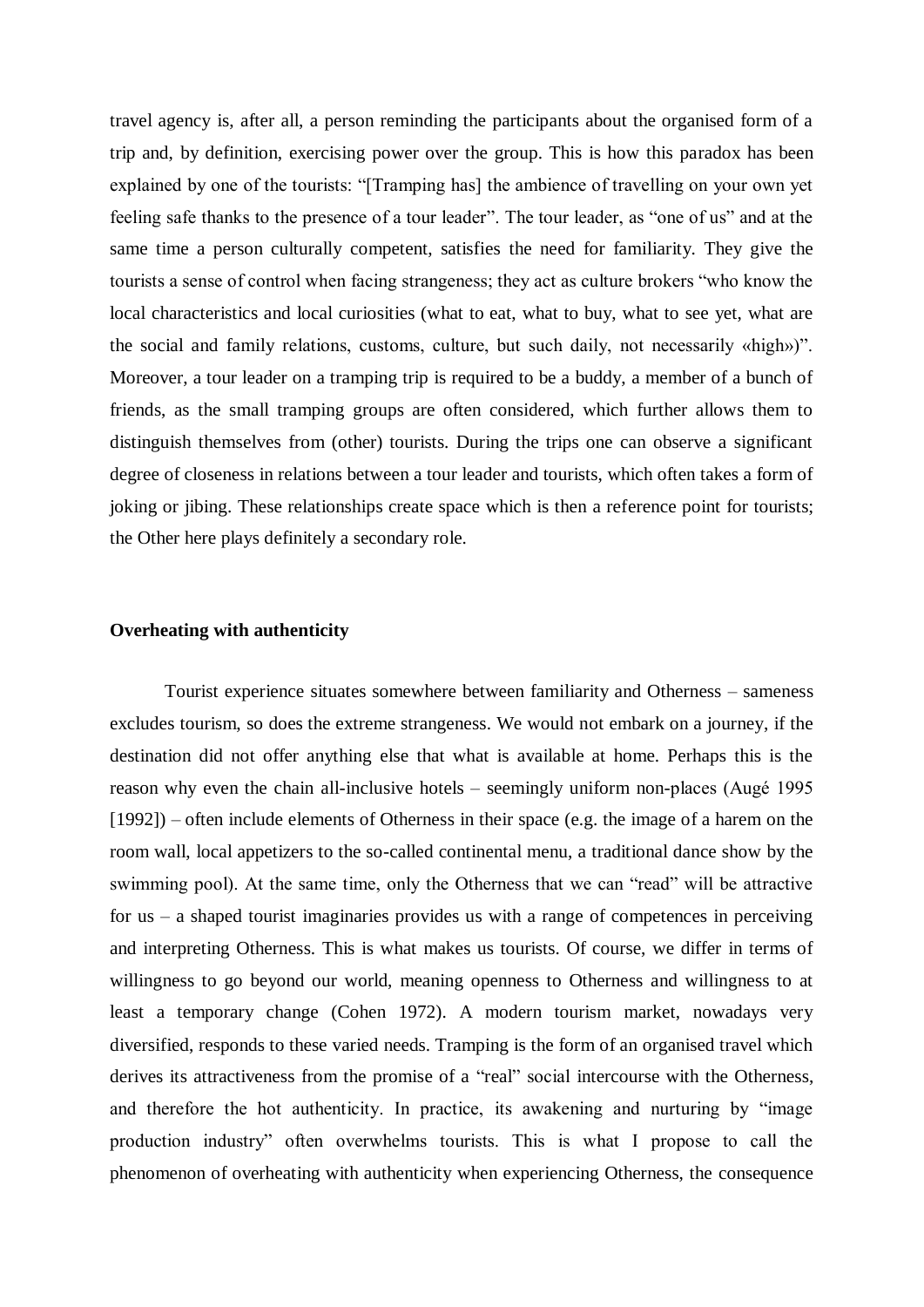travel agency is, after all, a person reminding the participants about the organised form of a trip and, by definition, exercising power over the group. This is how this paradox has been explained by one of the tourists: "[Tramping has] the ambience of travelling on your own yet feeling safe thanks to the presence of a tour leader". The tour leader, as "one of us" and at the same time a person culturally competent, satisfies the need for familiarity. They give the tourists a sense of control when facing strangeness; they act as culture brokers "who know the local characteristics and local curiosities (what to eat, what to buy, what to see yet, what are the social and family relations, customs, culture, but such daily, not necessarily «high»)". Moreover, a tour leader on a tramping trip is required to be a buddy, a member of a bunch of friends, as the small tramping groups are often considered, which further allows them to distinguish themselves from (other) tourists. During the trips one can observe a significant degree of closeness in relations between a tour leader and tourists, which often takes a form of joking or jibing. These relationships create space which is then a reference point for tourists; the Other here plays definitely a secondary role.

**Overheating with authenticity**

Tourist experience situates somewhere between familiarity and Otherness – sameness excludes tourism, so does the extreme strangeness. We would not embark on a journey, if the destination did not offer anything else that what is available at home. Perhaps this is the reason why even the chain all-inclusive hotels – seemingly uniform non-places (Augé 1995 [1992]) – often include elements of Otherness in their space (e.g. the image of a harem on the room wall, local appetizers to the so-called continental menu, a traditional dance show by the swimming pool). At the same time, only the Otherness that we can "read" will be attractive for us – a shaped tourist imaginaries provides us with a range of competences in perceiving and interpreting Otherness. This is what makes us tourists. Of course, we differ in terms of willingness to go beyond our world, meaning openness to Otherness and willingness to at least a temporary change (Cohen 1972). A modern tourism market, nowadays very diversified, responds to these varied needs. Tramping is the form of an organised travel which derives its attractiveness from the promise of a "real" social intercourse with the Otherness, and therefore the hot authenticity. In practice, its awakening and nurturing by "image production industry" often overwhelms tourists. This is what I propose to call the phenomenon of overheating with authenticity when experiencing Otherness, the consequence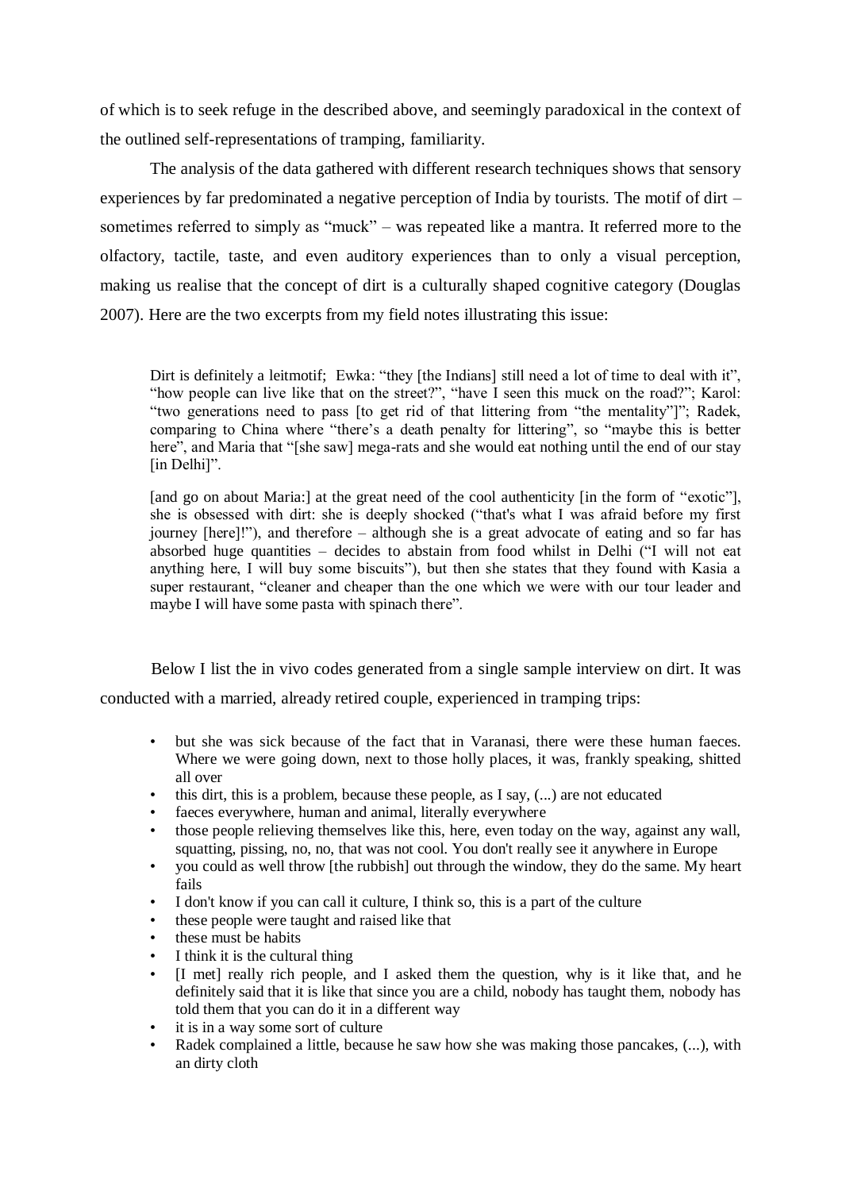of which is to seek refuge in the described above, and seemingly paradoxical in the context of the outlined self-representations of tramping, familiarity.

The analysis of the data gathered with different research techniques shows that sensory experiences by far predominated a negative perception of India by tourists. The motif of dirt – sometimes referred to simply as "muck" – was repeated like a mantra. It referred more to the olfactory, tactile, taste, and even auditory experiences than to only a visual perception, making us realise that the concept of dirt is a culturally shaped cognitive category (Douglas 2007). Here are the two excerpts from my field notes illustrating this issue:

> Dirt is definitely a leitmotif; Ewka: "they [the Indians] still need a lot of time to deal with it", "how people can live like that on the street?", "have I seen this muck on the road?"; Karol: "two generations need to pass [to get rid of that littering from "the mentality"]"; Radek, comparing to China where "there's a death penalty for littering", so "maybe this is better here", and Maria that "[she saw] mega-rats and she would eat nothing until the end of our stay [in Delhi]".
>
> [and go on about Maria:] at the great need of the cool authenticity [in the form of "exotic"], she is obsessed with dirt: she is deeply shocked ("that's what I was afraid before my first journey [here]!"), and therefore – although she is a great advocate of eating and so far has absorbed huge quantities – decides to abstain from food whilst in Delhi ("I will not eat anything here, I will buy some biscuits"), but then she states that they found with Kasia a super restaurant, "cleaner and cheaper than the one which we were with our tour leader and maybe I will have some pasta with spinach there".

Below I list the in vivo codes generated from a single sample interview on dirt. It was conducted with a married, already retired couple, experienced in tramping trips:

- but she was sick because of the fact that in Varanasi, there were these human faeces. Where we were going down, next to those holly places, it was, frankly speaking, shitted all over
- this dirt, this is a problem, because these people, as I say, (...) are not educated
- faeces everywhere, human and animal, literally everywhere
- those people relieving themselves like this, here, even today on the way, against any wall, squatting, pissing, no, no, that was not cool. You don't really see it anywhere in Europe
- you could as well throw [the rubbish] out through the window, they do the same. My heart fails
- I don't know if you can call it culture, I think so, this is a part of the culture
- these people were taught and raised like that
- these must be habits
- I think it is the cultural thing
- [I met] really rich people, and I asked them the question, why is it like that, and he definitely said that it is like that since you are a child, nobody has taught them, nobody has told them that you can do it in a different way
- it is in a way some sort of culture
- Radek complained a little, because he saw how she was making those pancakes, (...), with an dirty cloth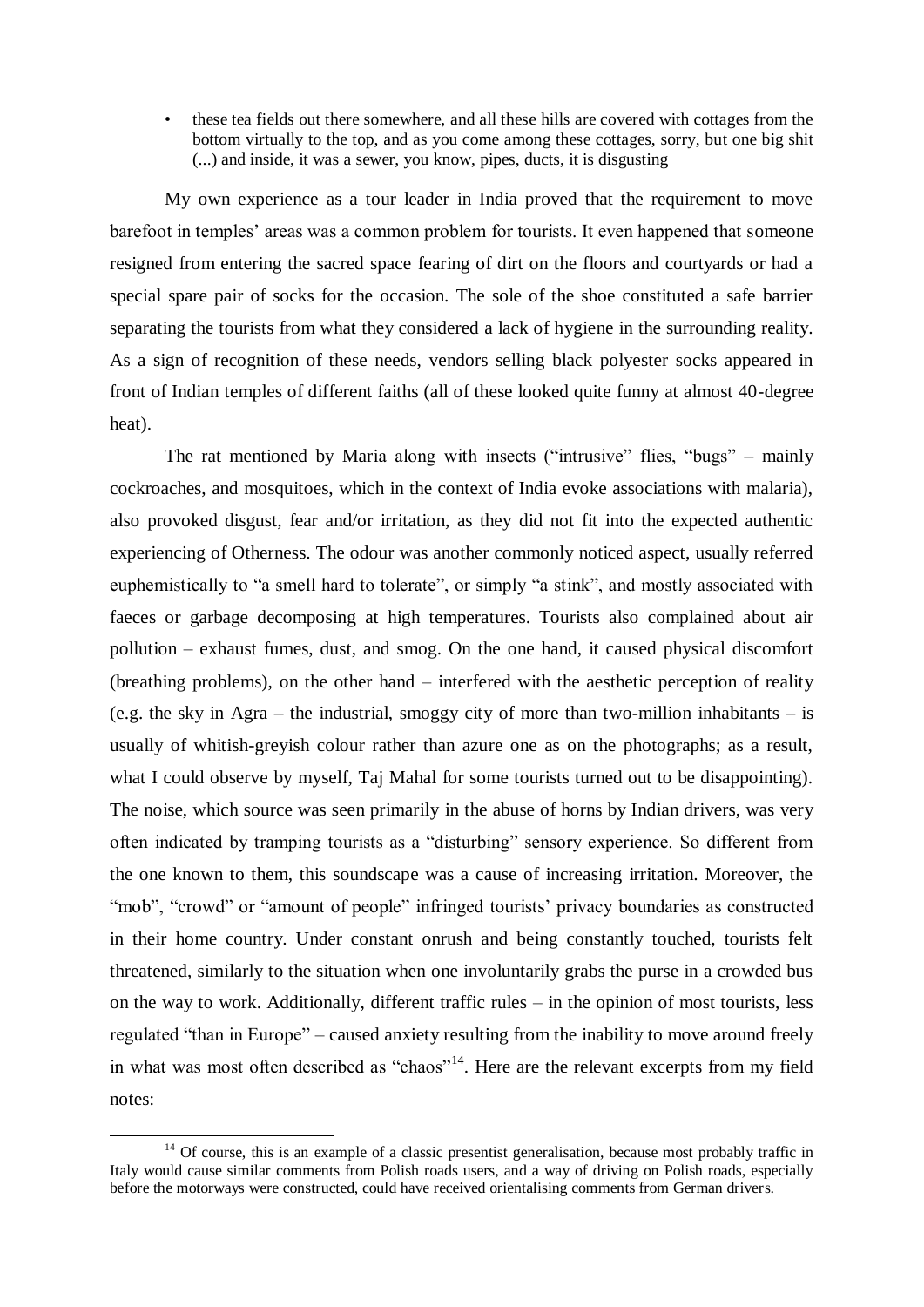- these tea fields out there somewhere, and all these hills are covered with cottages from the bottom virtually to the top, and as you come among these cottages, sorry, but one big shit (...) and inside, it was a sewer, you know, pipes, ducts, it is disgusting

My own experience as a tour leader in India proved that the requirement to move barefoot in temples' areas was a common problem for tourists. It even happened that someone resigned from entering the sacred space fearing of dirt on the floors and courtyards or had a special spare pair of socks for the occasion. The sole of the shoe constituted a safe barrier separating the tourists from what they considered a lack of hygiene in the surrounding reality. As a sign of recognition of these needs, vendors selling black polyester socks appeared in front of Indian temples of different faiths (all of these looked quite funny at almost 40-degree heat).

The rat mentioned by Maria along with insects ("intrusive" flies, "bugs" – mainly cockroaches, and mosquitoes, which in the context of India evoke associations with malaria), also provoked disgust, fear and/or irritation, as they did not fit into the expected authentic experiencing of Otherness. The odour was another commonly noticed aspect, usually referred euphemistically to "a smell hard to tolerate", or simply "a stink", and mostly associated with faeces or garbage decomposing at high temperatures. Tourists also complained about air pollution – exhaust fumes, dust, and smog. On the one hand, it caused physical discomfort (breathing problems), on the other hand – interfered with the aesthetic perception of reality (e.g. the sky in Agra – the industrial, smoggy city of more than two-million inhabitants – is usually of whitish-greyish colour rather than azure one as on the photographs; as a result, what I could observe by myself, Taj Mahal for some tourists turned out to be disappointing). The noise, which source was seen primarily in the abuse of horns by Indian drivers, was very often indicated by tramping tourists as a "disturbing" sensory experience. So different from the one known to them, this soundscape was a cause of increasing irritation. Moreover, the "mob", "crowd" or "amount of people" infringed tourists' privacy boundaries as constructed in their home country. Under constant onrush and being constantly touched, tourists felt threatened, similarly to the situation when one involuntarily grabs the purse in a crowded bus on the way to work. Additionally, different traffic rules – in the opinion of most tourists, less regulated "than in Europe" – caused anxiety resulting from the inability to move around freely in what was most often described as "chaos"[14]. Here are the relevant excerpts from my field notes:

[14] Of course, this is an example of a classic presentist generalisation, because most probably traffic in Italy would cause similar comments from Polish roads users, and a way of driving on Polish roads, especially before the motorways were constructed, could have received orientalising comments from German drivers.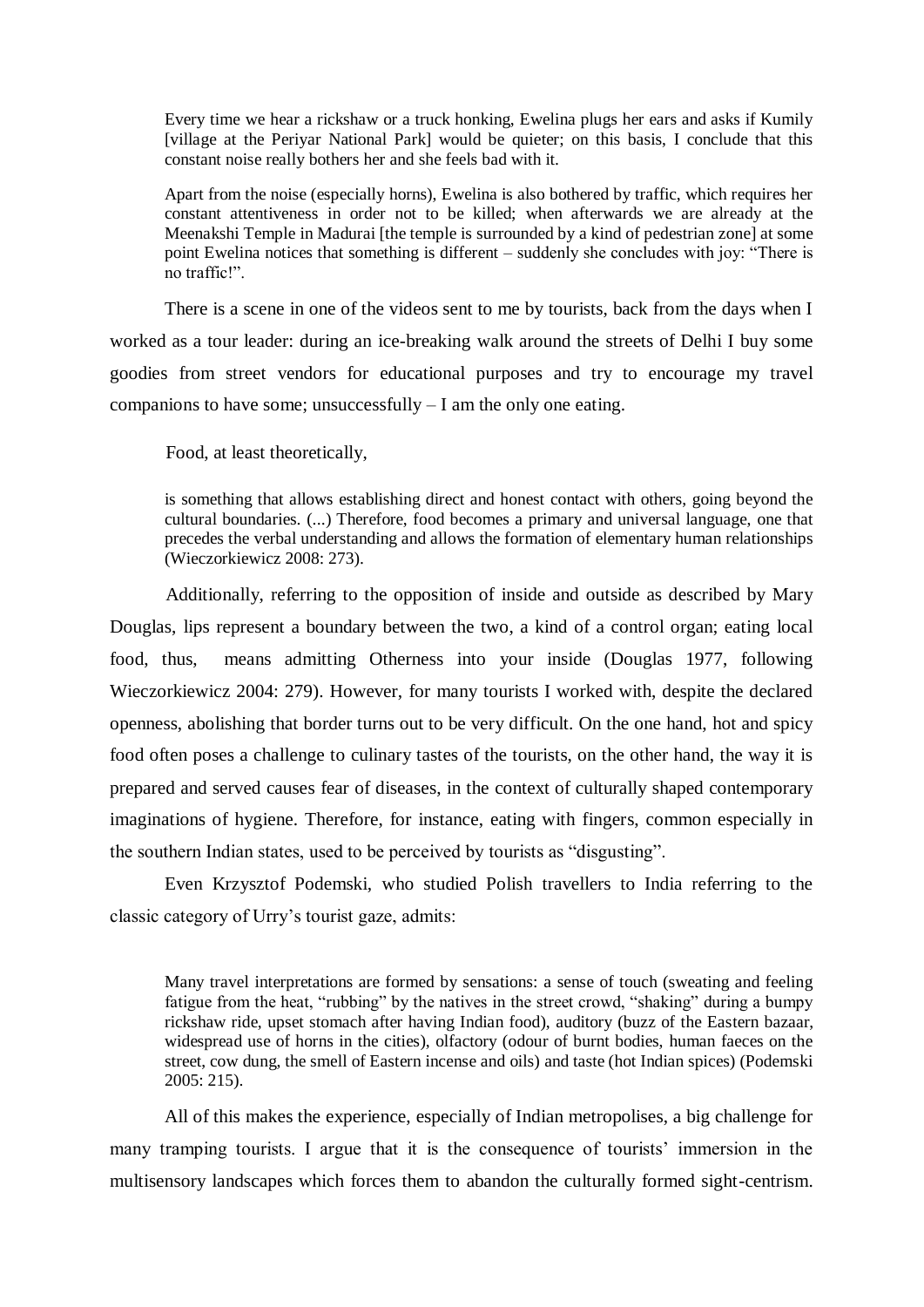> Every time we hear a rickshaw or a truck honking, Ewelina plugs her ears and asks if Kumily [village at the Periyar National Park] would be quieter; on this basis, I conclude that this constant noise really bothers her and she feels bad with it.
>
> Apart from the noise (especially horns), Ewelina is also bothered by traffic, which requires her constant attentiveness in order not to be killed; when afterwards we are already at the Meenakshi Temple in Madurai [the temple is surrounded by a kind of pedestrian zone] at some point Ewelina notices that something is different – suddenly she concludes with joy: "There is no traffic!".

There is a scene in one of the videos sent to me by tourists, back from the days when I worked as a tour leader: during an ice-breaking walk around the streets of Delhi I buy some goodies from street vendors for educational purposes and try to encourage my travel companions to have some; unsuccessfully – I am the only one eating.

Food, at least theoretically,

> is something that allows establishing direct and honest contact with others, going beyond the cultural boundaries. (...) Therefore, food becomes a primary and universal language, one that precedes the verbal understanding and allows the formation of elementary human relationships (Wieczorkiewicz 2008: 273).

Additionally, referring to the opposition of inside and outside as described by Mary Douglas, lips represent a boundary between the two, a kind of a control organ; eating local food, thus, means admitting Otherness into your inside (Douglas 1977, following Wieczorkiewicz 2004: 279). However, for many tourists I worked with, despite the declared openness, abolishing that border turns out to be very difficult. On the one hand, hot and spicy food often poses a challenge to culinary tastes of the tourists, on the other hand, the way it is prepared and served causes fear of diseases, in the context of culturally shaped contemporary imaginations of hygiene. Therefore, for instance, eating with fingers, common especially in the southern Indian states, used to be perceived by tourists as "disgusting".

Even Krzysztof Podemski, who studied Polish travellers to India referring to the classic category of Urry's tourist gaze, admits:

> Many travel interpretations are formed by sensations: a sense of touch (sweating and feeling fatigue from the heat, "rubbing" by the natives in the street crowd, "shaking" during a bumpy rickshaw ride, upset stomach after having Indian food), auditory (buzz of the Eastern bazaar, widespread use of horns in the cities), olfactory (odour of burnt bodies, human faeces on the street, cow dung, the smell of Eastern incense and oils) and taste (hot Indian spices) (Podemski 2005: 215).

All of this makes the experience, especially of Indian metropolises, a big challenge for many tramping tourists. I argue that it is the consequence of tourists' immersion in the multisensory landscapes which forces them to abandon the culturally formed sight-centrism.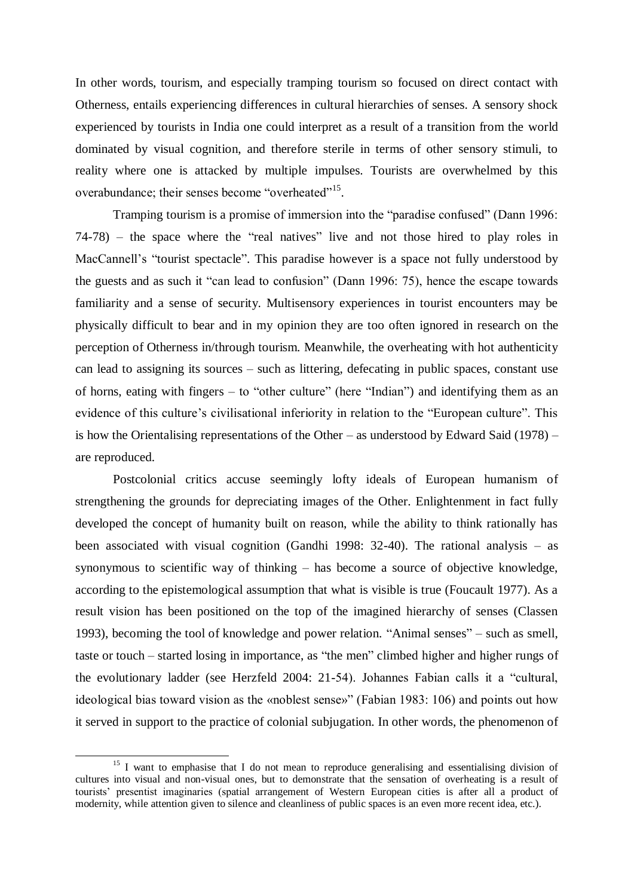In other words, tourism, and especially tramping tourism so focused on direct contact with Otherness, entails experiencing differences in cultural hierarchies of senses. A sensory shock experienced by tourists in India one could interpret as a result of a transition from the world dominated by visual cognition, and therefore sterile in terms of other sensory stimuli, to reality where one is attacked by multiple impulses. Tourists are overwhelmed by this overabundance; their senses become "overheated"[15].

Tramping tourism is a promise of immersion into the "paradise confused" (Dann 1996: 74-78) – the space where the "real natives" live and not those hired to play roles in MacCannell's "tourist spectacle". This paradise however is a space not fully understood by the guests and as such it "can lead to confusion" (Dann 1996: 75), hence the escape towards familiarity and a sense of security. Multisensory experiences in tourist encounters may be physically difficult to bear and in my opinion they are too often ignored in research on the perception of Otherness in/through tourism. Meanwhile, the overheating with hot authenticity can lead to assigning its sources – such as littering, defecating in public spaces, constant use of horns, eating with fingers – to "other culture" (here "Indian") and identifying them as an evidence of this culture's civilisational inferiority in relation to the "European culture". This is how the Orientalising representations of the Other – as understood by Edward Said (1978) – are reproduced.

Postcolonial critics accuse seemingly lofty ideals of European humanism of strengthening the grounds for depreciating images of the Other. Enlightenment in fact fully developed the concept of humanity built on reason, while the ability to think rationally has been associated with visual cognition (Gandhi 1998: 32-40). The rational analysis – as synonymous to scientific way of thinking – has become a source of objective knowledge, according to the epistemological assumption that what is visible is true (Foucault 1977). As a result vision has been positioned on the top of the imagined hierarchy of senses (Classen 1993), becoming the tool of knowledge and power relation. "Animal senses" – such as smell, taste or touch – started losing in importance, as "the men" climbed higher and higher rungs of the evolutionary ladder (see Herzfeld 2004: 21-54). Johannes Fabian calls it a "cultural, ideological bias toward vision as the «noblest sense»" (Fabian 1983: 106) and points out how it served in support to the practice of colonial subjugation. In other words, the phenomenon of

[15] I want to emphasise that I do not mean to reproduce generalising and essentialising division of cultures into visual and non-visual ones, but to demonstrate that the sensation of overheating is a result of tourists' presentist imaginaries (spatial arrangement of Western European cities is after all a product of modernity, while attention given to silence and cleanliness of public spaces is an even more recent idea, etc.).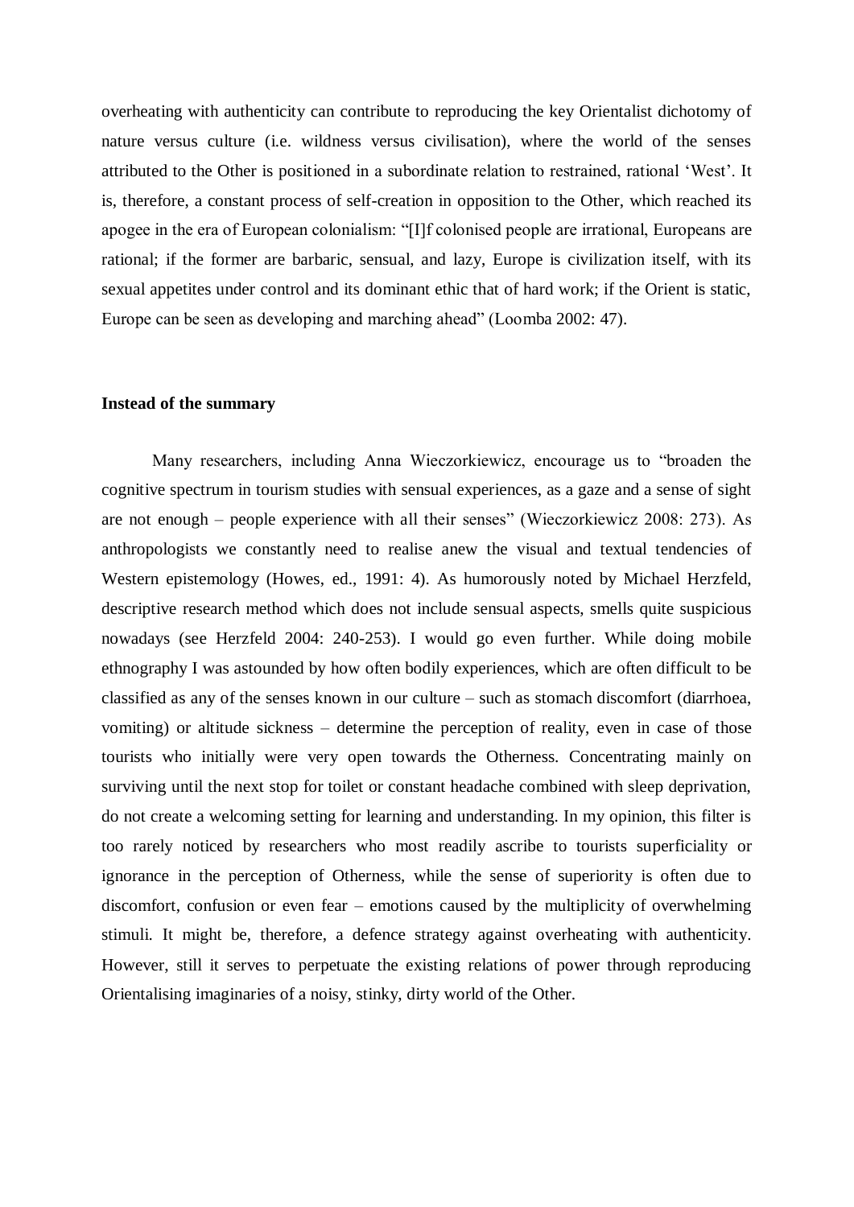overheating with authenticity can contribute to reproducing the key Orientalist dichotomy of nature versus culture (i.e. wildness versus civilisation), where the world of the senses attributed to the Other is positioned in a subordinate relation to restrained, rational 'West'. It is, therefore, a constant process of self-creation in opposition to the Other, which reached its apogee in the era of European colonialism: "[I]f colonised people are irrational, Europeans are rational; if the former are barbaric, sensual, and lazy, Europe is civilization itself, with its sexual appetites under control and its dominant ethic that of hard work; if the Orient is static, Europe can be seen as developing and marching ahead" (Loomba 2002: 47).

## Instead of the summary

Many researchers, including Anna Wieczorkiewicz, encourage us to "broaden the cognitive spectrum in tourism studies with sensual experiences, as a gaze and a sense of sight are not enough – people experience with all their senses" (Wieczorkiewicz 2008: 273). As anthropologists we constantly need to realise anew the visual and textual tendencies of Western epistemology (Howes, ed., 1991: 4). As humorously noted by Michael Herzfeld, descriptive research method which does not include sensual aspects, smells quite suspicious nowadays (see Herzfeld 2004: 240-253). I would go even further. While doing mobile ethnography I was astounded by how often bodily experiences, which are often difficult to be classified as any of the senses known in our culture – such as stomach discomfort (diarrhoea, vomiting) or altitude sickness – determine the perception of reality, even in case of those tourists who initially were very open towards the Otherness. Concentrating mainly on surviving until the next stop for toilet or constant headache combined with sleep deprivation, do not create a welcoming setting for learning and understanding. In my opinion, this filter is too rarely noticed by researchers who most readily ascribe to tourists superficiality or ignorance in the perception of Otherness, while the sense of superiority is often due to discomfort, confusion or even fear – emotions caused by the multiplicity of overwhelming stimuli. It might be, therefore, a defence strategy against overheating with authenticity. However, still it serves to perpetuate the existing relations of power through reproducing Orientalising imaginaries of a noisy, stinky, dirty world of the Other.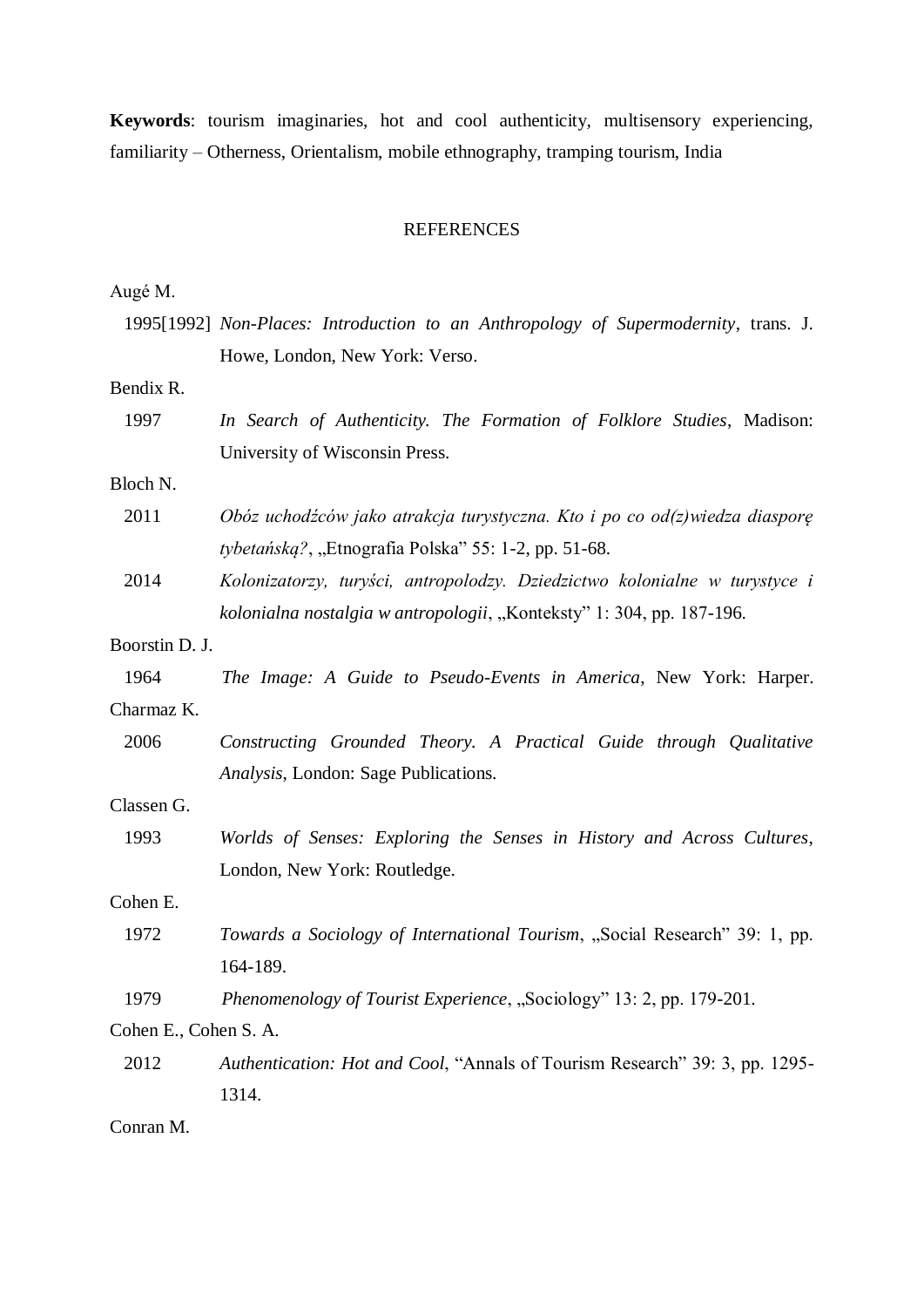**Keywords**: tourism imaginaries, hot and cool authenticity, multisensory experiencing, familiarity – Otherness, Orientalism, mobile ethnography, tramping tourism, India

## REFERENCES

Augé M.

1995[1992] *Non-Places: Introduction to an Anthropology of Supermodernity*, trans. J. Howe, London, New York: Verso.

Bendix R.

1997 *In Search of Authenticity. The Formation of Folklore Studies*, Madison: University of Wisconsin Press.

Bloch N.

2011 *Obóz uchodźców jako atrakcja turystyczna. Kto i po co od(z)wiedza diasporę tybetańską?*, „Etnografia Polska" 55: 1-2, pp. 51-68.

2014 *Kolonizatorzy, turyści, antropolodzy. Dziedzictwo kolonialne w turystyce i kolonialna nostalgia w antropologii*, „Konteksty" 1: 304, pp. 187-196.

Boorstin D. J.

1964 *The Image: A Guide to Pseudo-Events in America*, New York: Harper.

Charmaz K.

2006 *Constructing Grounded Theory. A Practical Guide through Qualitative Analysis*, London: Sage Publications.

Classen G.

1993 *Worlds of Senses: Exploring the Senses in History and Across Cultures*, London, New York: Routledge.

Cohen E.

1972 *Towards a Sociology of International Tourism*, „Social Research" 39: 1, pp. 164-189.

1979 *Phenomenology of Tourist Experience*, „Sociology" 13: 2, pp. 179-201.

Cohen E., Cohen S. A.

2012 *Authentication: Hot and Cool*, "Annals of Tourism Research" 39: 3, pp. 1295-1314.

Conran M.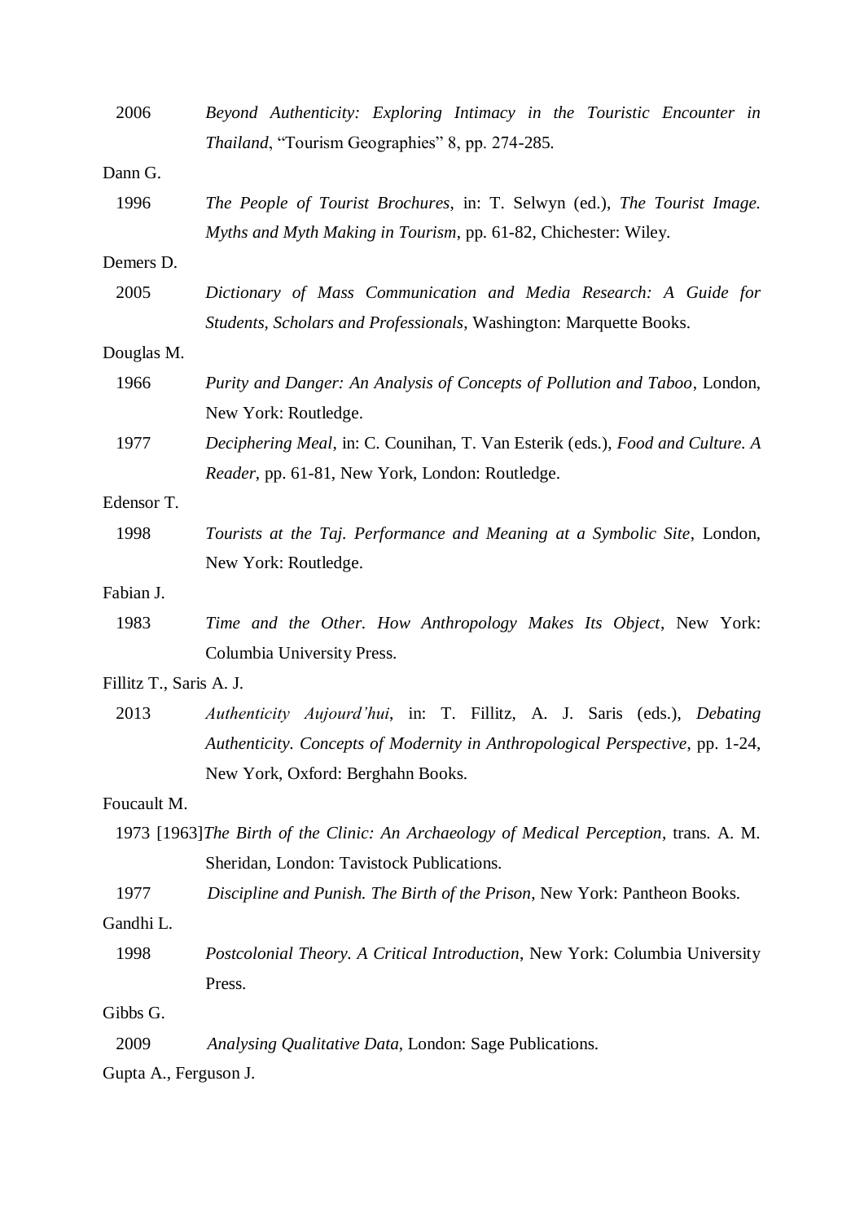2006 *Beyond Authenticity: Exploring Intimacy in the Touristic Encounter in Thailand*, "Tourism Geographies" 8, pp. 274-285.

Dann G.

1996 *The People of Tourist Brochures*, in: T. Selwyn (ed.), *The Tourist Image. Myths and Myth Making in Tourism*, pp. 61-82, Chichester: Wiley.

Demers D.

2005 *Dictionary of Mass Communication and Media Research: A Guide for Students, Scholars and Professionals*, Washington: Marquette Books.

Douglas M.

1966 *Purity and Danger: An Analysis of Concepts of Pollution and Taboo*, London, New York: Routledge.

1977 *Deciphering Meal*, in: C. Counihan, T. Van Esterik (eds.), *Food and Culture. A Reader*, pp. 61-81, New York, London: Routledge.

Edensor T.

1998 *Tourists at the Taj. Performance and Meaning at a Symbolic Site*, London, New York: Routledge.

Fabian J.

1983 *Time and the Other. How Anthropology Makes Its Object*, New York: Columbia University Press.

Fillitz T., Saris A. J.

2013 *Authenticity Aujourd'hui*, in: T. Fillitz, A. J. Saris (eds.), *Debating Authenticity. Concepts of Modernity in Anthropological Perspective*, pp. 1-24, New York, Oxford: Berghahn Books.

Foucault M.

1973 [1963] *The Birth of the Clinic: An Archaeology of Medical Perception*, trans. A. M. Sheridan, London: Tavistock Publications.

1977 *Discipline and Punish. The Birth of the Prison*, New York: Pantheon Books.

Gandhi L.

1998 *Postcolonial Theory. A Critical Introduction*, New York: Columbia University Press.

Gibbs G.

2009 *Analysing Qualitative Data*, London: Sage Publications.

Gupta A., Ferguson J.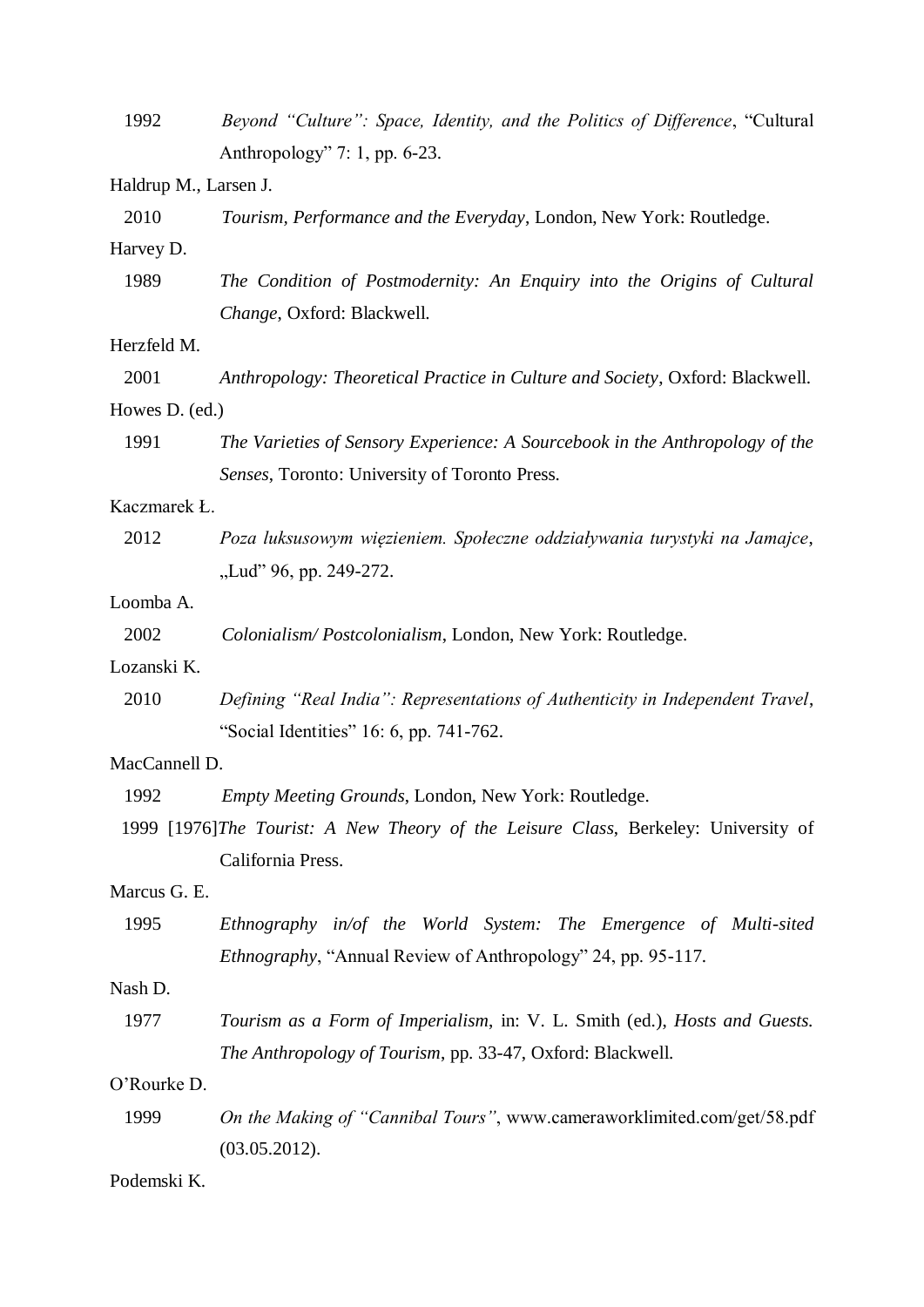1992 *Beyond "Culture": Space, Identity, and the Politics of Difference*, "Cultural Anthropology" 7: 1, pp. 6-23.

Haldrup M., Larsen J.

2010 *Tourism, Performance and the Everyday*, London, New York: Routledge.

Harvey D.

1989 *The Condition of Postmodernity: An Enquiry into the Origins of Cultural Change*, Oxford: Blackwell.

Herzfeld M.

2001 *Anthropology: Theoretical Practice in Culture and Society*, Oxford: Blackwell.

Howes D. (ed.)

1991 *The Varieties of Sensory Experience: A Sourcebook in the Anthropology of the Senses*, Toronto: University of Toronto Press.

Kaczmarek Ł.

2012 *Poza luksusowym więzieniem. Społeczne oddziaływania turystyki na Jamajce*, „Lud" 96, pp. 249-272.

Loomba A.

2002 *Colonialism/ Postcolonialism*, London, New York: Routledge.

Lozanski K.

2010 *Defining "Real India": Representations of Authenticity in Independent Travel*, "Social Identities" 16: 6, pp. 741-762.

MacCannell D.

1992 *Empty Meeting Grounds*, London, New York: Routledge.

1999 [1976] *The Tourist: A New Theory of the Leisure Class*, Berkeley: University of California Press.

Marcus G. E.

1995 *Ethnography in/of the World System: The Emergence of Multi-sited Ethnography*, "Annual Review of Anthropology" 24, pp. 95-117.

Nash D.

1977 *Tourism as a Form of Imperialism*, in: V. L. Smith (ed.), *Hosts and Guests. The Anthropology of Tourism*, pp. 33-47, Oxford: Blackwell.

O'Rourke D.

1999 *On the Making of "Cannibal Tours"*, www.cameraworklimited.com/get/58.pdf (03.05.2012).

Podemski K.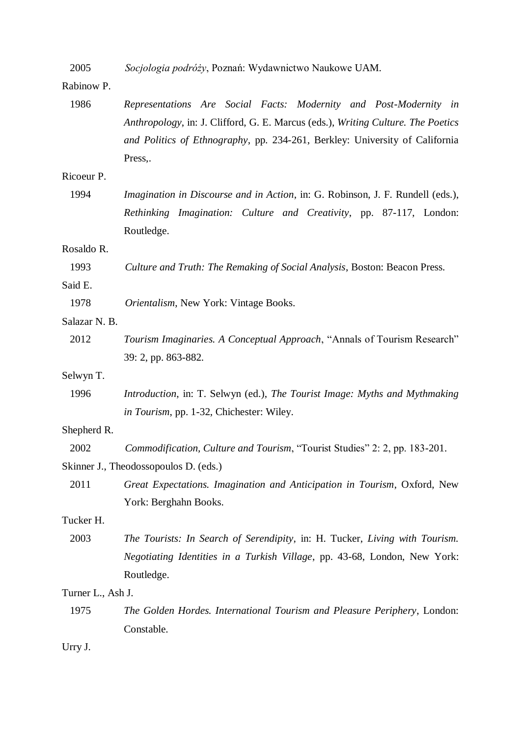2005 *Socjologia podróży*, Poznań: Wydawnictwo Naukowe UAM.

Rabinow P.

1986 *Representations Are Social Facts: Modernity and Post-Modernity in Anthropology*, in: J. Clifford, G. E. Marcus (eds.), *Writing Culture. The Poetics and Politics of Ethnography*, pp. 234-261, Berkley: University of California Press,.

Ricoeur P.

1994 *Imagination in Discourse and in Action*, in: G. Robinson, J. F. Rundell (eds.), *Rethinking Imagination: Culture and Creativity*, pp. 87-117, London: Routledge.

Rosaldo R.

1993 *Culture and Truth: The Remaking of Social Analysis*, Boston: Beacon Press.

Said E.

1978 *Orientalism*, New York: Vintage Books.

Salazar N. B.

2012 *Tourism Imaginaries. A Conceptual Approach*, "Annals of Tourism Research" 39: 2, pp. 863-882.

Selwyn T.

1996 *Introduction*, in: T. Selwyn (ed.), *The Tourist Image: Myths and Mythmaking in Tourism*, pp. 1-32, Chichester: Wiley.

Shepherd R.

2002 *Commodification, Culture and Tourism*, "Tourist Studies" 2: 2, pp. 183-201.

Skinner J., Theodossopoulos D. (eds.)

2011 *Great Expectations. Imagination and Anticipation in Tourism*, Oxford, New York: Berghahn Books.

Tucker H.

2003 *The Tourists: In Search of Serendipity*, in: H. Tucker, *Living with Tourism. Negotiating Identities in a Turkish Village*, pp. 43-68, London, New York: Routledge.

Turner L., Ash J.

1975 *The Golden Hordes. International Tourism and Pleasure Periphery*, London: Constable.

Urry J.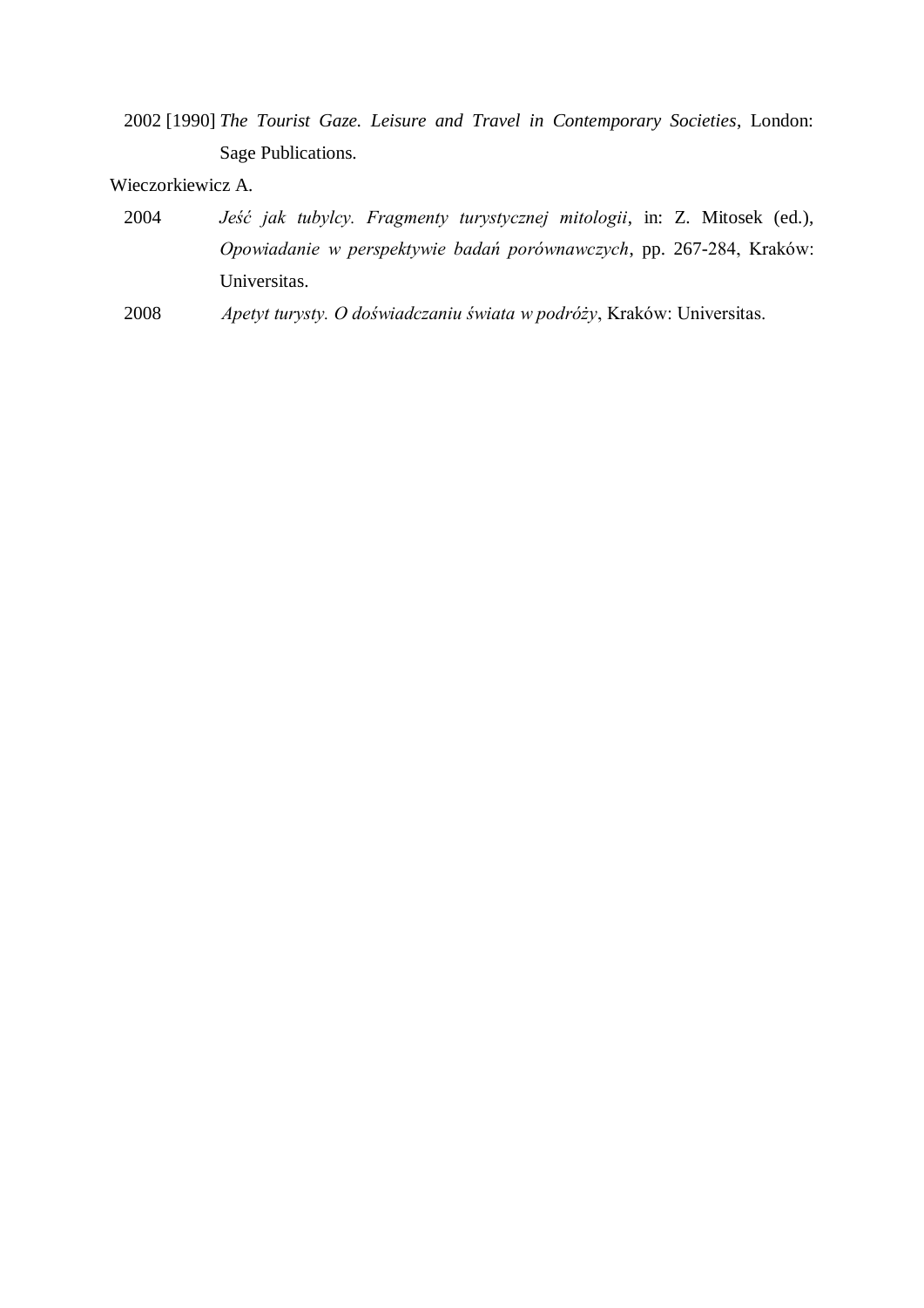2002 [1990] *The Tourist Gaze. Leisure and Travel in Contemporary Societies*, London: Sage Publications.

Wieczorkiewicz A.

2004 *Jeść jak tubylcy. Fragmenty turystycznej mitologii*, in: Z. Mitosek (ed.), *Opowiadanie w perspektywie badań porównawczych*, pp. 267-284, Kraków: Universitas.

2008 *Apetyt turysty. O doświadczaniu świata w podróży*, Kraków: Universitas.